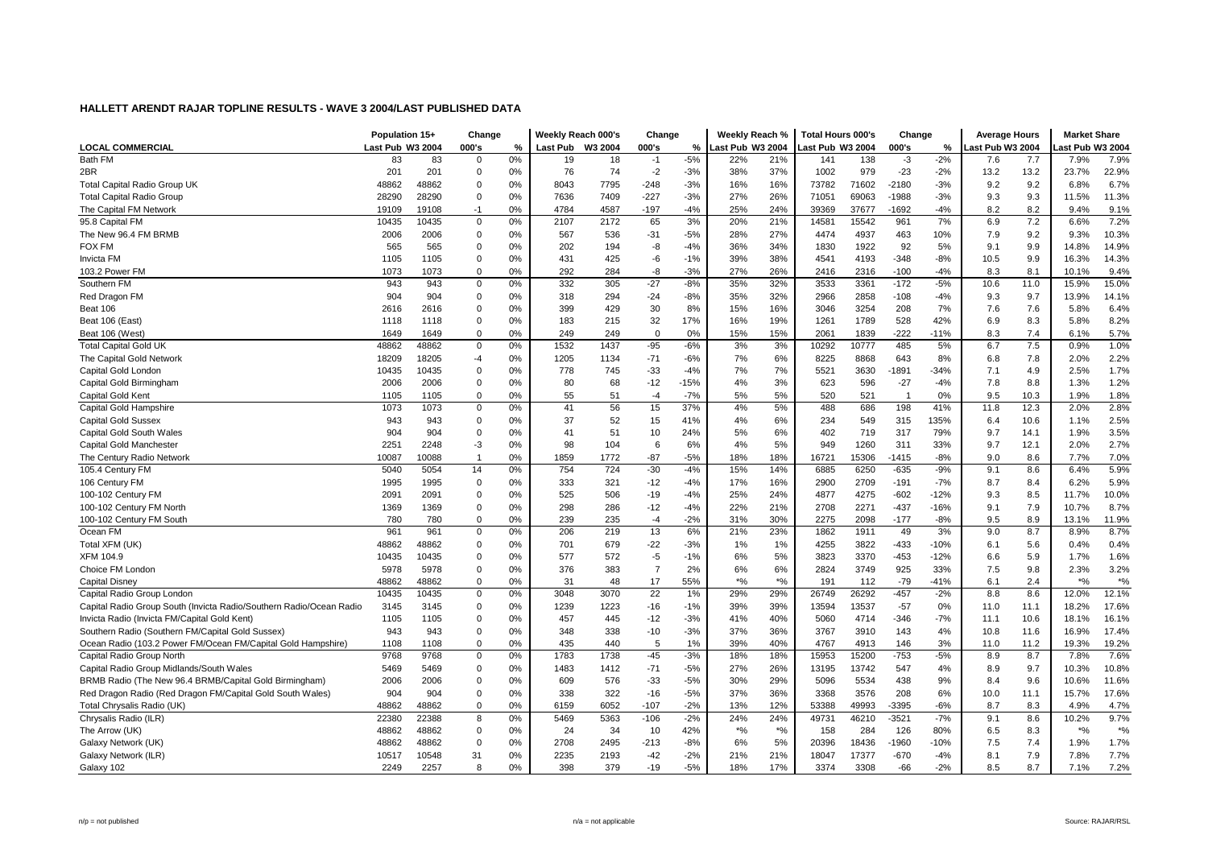## HALLETT ARENDT RAJAR TOPLINE RESULTS - WAVE 3 2004/LAST PUBLISHED DATA

| LOCAL COMMERCIAL | Population 15+ | | Change | | Weekly Reach 000's | | Change | | Weekly Reach % | | Total Hours 000's | | Change | | Average Hours | | Market Share | |
|---|---|---|---|---|---|---|---|---|---|---|---|---|---|---|---|---|---|---|
| | Last Pub | W3 2004 | 000's | % | Last Pub | W3 2004 | 000's | % | Last Pub | W3 2004 | Last Pub | W3 2004 | 000's | % | Last Pub | W3 2004 | Last Pub | W3 2004 |
| Bath FM | 83 | 83 | 0 | 0% | 19 | 18 | -1 | -5% | 22% | 21% | 141 | 138 | -3 | -2% | 7.6 | 7.7 | 7.9% | 7.9% |
| 2BR | 201 | 201 | 0 | 0% | 76 | 74 | -2 | -3% | 38% | 37% | 1002 | 979 | -23 | -2% | 13.2 | 13.2 | 23.7% | 22.9% |
| Total Capital Radio Group UK | 48862 | 48862 | 0 | 0% | 8043 | 7795 | -248 | -3% | 16% | 16% | 73782 | 71602 | -2180 | -3% | 9.2 | 9.2 | 6.8% | 6.7% |
| Total Capital Radio Group | 28290 | 28290 | 0 | 0% | 7636 | 7409 | -227 | -3% | 27% | 26% | 71051 | 69063 | -1988 | -3% | 9.3 | 9.3 | 11.5% | 11.3% |
| The Capital FM Network | 19109 | 19108 | -1 | 0% | 4784 | 4587 | -197 | -4% | 25% | 24% | 39369 | 37677 | -1692 | -4% | 8.2 | 8.2 | 9.4% | 9.1% |
| 95.8 Capital FM | 10435 | 10435 | 0 | 0% | 2107 | 2172 | 65 | 3% | 20% | 21% | 14581 | 15542 | 961 | 7% | 6.9 | 7.2 | 6.6% | 7.2% |
| The New 96.4 FM BRMB | 2006 | 2006 | 0 | 0% | 567 | 536 | -31 | -5% | 28% | 27% | 4474 | 4937 | 463 | 10% | 7.9 | 9.2 | 9.3% | 10.3% |
| FOX FM | 565 | 565 | 0 | 0% | 202 | 194 | -8 | -4% | 36% | 34% | 1830 | 1922 | 92 | 5% | 9.1 | 9.9 | 14.8% | 14.9% |
| Invicta FM | 1105 | 1105 | 0 | 0% | 431 | 425 | -6 | -1% | 39% | 38% | 4541 | 4193 | -348 | -8% | 10.5 | 9.9 | 16.3% | 14.3% |
| 103.2 Power FM | 1073 | 1073 | 0 | 0% | 292 | 284 | -8 | -3% | 27% | 26% | 2416 | 2316 | -100 | -4% | 8.3 | 8.1 | 10.1% | 9.4% |
| Southern FM | 943 | 943 | 0 | 0% | 332 | 305 | -27 | -8% | 35% | 32% | 3533 | 3361 | -172 | -5% | 10.6 | 11.0 | 15.9% | 15.0% |
| Red Dragon FM | 904 | 904 | 0 | 0% | 318 | 294 | -24 | -8% | 35% | 32% | 2966 | 2858 | -108 | -4% | 9.3 | 9.7 | 13.9% | 14.1% |
| Beat 106 | 2616 | 2616 | 0 | 0% | 399 | 429 | 30 | 8% | 15% | 16% | 3046 | 3254 | 208 | 7% | 7.6 | 7.6 | 5.8% | 6.4% |
| Beat 106 (East) | 1118 | 1118 | 0 | 0% | 183 | 215 | 32 | 17% | 16% | 19% | 1261 | 1789 | 528 | 42% | 6.9 | 8.3 | 5.8% | 8.2% |
| Beat 106 (West) | 1649 | 1649 | 0 | 0% | 249 | 249 | 0 | 0% | 15% | 15% | 2061 | 1839 | -222 | -11% | 8.3 | 7.4 | 6.1% | 5.7% |
| Total Capital Gold UK | 48862 | 48862 | 0 | 0% | 1532 | 1437 | -95 | -6% | 3% | 3% | 10292 | 10777 | 485 | 5% | 6.7 | 7.5 | 0.9% | 1.0% |
| The Capital Gold Network | 18209 | 18205 | -4 | 0% | 1205 | 1134 | -71 | -6% | 7% | 6% | 8225 | 8868 | 643 | 8% | 6.8 | 7.8 | 2.0% | 2.2% |
| Capital Gold London | 10435 | 10435 | 0 | 0% | 778 | 745 | -33 | -4% | 7% | 7% | 5521 | 3630 | -1891 | -34% | 7.1 | 4.9 | 2.5% | 1.7% |
| Capital Gold Birmingham | 2006 | 2006 | 0 | 0% | 80 | 68 | -12 | -15% | 4% | 3% | 623 | 596 | -27 | -4% | 7.8 | 8.8 | 1.3% | 1.2% |
| Capital Gold Kent | 1105 | 1105 | 0 | 0% | 55 | 51 | -4 | -7% | 5% | 5% | 520 | 521 | 1 | 0% | 9.5 | 10.3 | 1.9% | 1.8% |
| Capital Gold Hampshire | 1073 | 1073 | 0 | 0% | 41 | 56 | 15 | 37% | 4% | 5% | 488 | 686 | 198 | 41% | 11.8 | 12.3 | 2.0% | 2.8% |
| Capital Gold Sussex | 943 | 943 | 0 | 0% | 37 | 52 | 15 | 41% | 4% | 6% | 234 | 549 | 315 | 135% | 6.4 | 10.6 | 1.1% | 2.5% |
| Capital Gold South Wales | 904 | 904 | 0 | 0% | 41 | 51 | 10 | 24% | 5% | 6% | 402 | 719 | 317 | 79% | 9.7 | 14.1 | 1.9% | 3.5% |
| Capital Gold Manchester | 2251 | 2248 | -3 | 0% | 98 | 104 | 6 | 6% | 4% | 5% | 949 | 1260 | 311 | 33% | 9.7 | 12.1 | 2.0% | 2.7% |
| The Century Radio Network | 10087 | 10088 | 1 | 0% | 1859 | 1772 | -87 | -5% | 18% | 18% | 16721 | 15306 | -1415 | -8% | 9.0 | 8.6 | 7.7% | 7.0% |
| 105.4 Century FM | 5040 | 5054 | 14 | 0% | 754 | 724 | -30 | -4% | 15% | 14% | 6885 | 6250 | -635 | -9% | 9.1 | 8.6 | 6.4% | 5.9% |
| 106 Century FM | 1995 | 1995 | 0 | 0% | 333 | 321 | -12 | -4% | 17% | 16% | 2900 | 2709 | -191 | -7% | 8.7 | 8.4 | 6.2% | 5.9% |
| 100-102 Century FM | 2091 | 2091 | 0 | 0% | 525 | 506 | -19 | -4% | 25% | 24% | 4877 | 4275 | -602 | -12% | 9.3 | 8.5 | 11.7% | 10.0% |
| 100-102 Century FM North | 1369 | 1369 | 0 | 0% | 298 | 286 | -12 | -4% | 22% | 21% | 2708 | 2271 | -437 | -16% | 9.1 | 7.9 | 10.7% | 8.7% |
| 100-102 Century FM South | 780 | 780 | 0 | 0% | 239 | 235 | -4 | -2% | 31% | 30% | 2275 | 2098 | -177 | -8% | 9.5 | 8.9 | 13.1% | 11.9% |
| Ocean FM | 961 | 961 | 0 | 0% | 206 | 219 | 13 | 6% | 21% | 23% | 1862 | 1911 | 49 | 3% | 9.0 | 8.7 | 8.9% | 8.7% |
| Total XFM (UK) | 48862 | 48862 | 0 | 0% | 701 | 679 | -22 | -3% | 1% | 1% | 4255 | 3822 | -433 | -10% | 6.1 | 5.6 | 0.4% | 0.4% |
| XFM 104.9 | 10435 | 10435 | 0 | 0% | 577 | 572 | -5 | -1% | 6% | 5% | 3823 | 3370 | -453 | -12% | 6.6 | 5.9 | 1.7% | 1.6% |
| Choice FM London | 5978 | 5978 | 0 | 0% | 376 | 383 | 7 | 2% | 6% | 6% | 2824 | 3749 | 925 | 33% | 7.5 | 9.8 | 2.3% | 3.2% |
| Capital Disney | 48862 | 48862 | 0 | 0% | 31 | 48 | 17 | 55% | *% | *% | 191 | 112 | -79 | -41% | 6.1 | 2.4 | *% | *% |
| Capital Radio Group London | 10435 | 10435 | 0 | 0% | 3048 | 3070 | 22 | 1% | 29% | 29% | 26749 | 26292 | -457 | -2% | 8.8 | 8.6 | 12.0% | 12.1% |
| Capital Radio Group South (Invicta Radio/Southern Radio/Ocean Radio | 3145 | 3145 | 0 | 0% | 1239 | 1223 | -16 | -1% | 39% | 39% | 13594 | 13537 | -57 | 0% | 11.0 | 11.1 | 18.2% | 17.6% |
| Invicta Radio (Invicta FM/Capital Gold Kent) | 1105 | 1105 | 0 | 0% | 457 | 445 | -12 | -3% | 41% | 40% | 5060 | 4714 | -346 | -7% | 11.1 | 10.6 | 18.1% | 16.1% |
| Southern Radio (Southern FM/Capital Gold Sussex) | 943 | 943 | 0 | 0% | 348 | 338 | -10 | -3% | 37% | 36% | 3767 | 3910 | 143 | 4% | 10.8 | 11.6 | 16.9% | 17.4% |
| Ocean Radio (103.2 Power FM/Ocean FM/Capital Gold Hampshire) | 1108 | 1108 | 0 | 0% | 435 | 440 | 5 | 1% | 39% | 40% | 4767 | 4913 | 146 | 3% | 11.0 | 11.2 | 19.3% | 19.2% |
| Capital Radio Group North | 9768 | 9768 | 0 | 0% | 1783 | 1738 | -45 | -3% | 18% | 18% | 15953 | 15200 | -753 | -5% | 8.9 | 8.7 | 7.8% | 7.6% |
| Capital Radio Group Midlands/South Wales | 5469 | 5469 | 0 | 0% | 1483 | 1412 | -71 | -5% | 27% | 26% | 13195 | 13742 | 547 | 4% | 8.9 | 9.7 | 10.3% | 10.8% |
| BRMB Radio (The New 96.4 BRMB/Capital Gold Birmingham) | 2006 | 2006 | 0 | 0% | 609 | 576 | -33 | -5% | 30% | 29% | 5096 | 5534 | 438 | 9% | 8.4 | 9.6 | 10.6% | 11.6% |
| Red Dragon Radio (Red Dragon FM/Capital Gold South Wales) | 904 | 904 | 0 | 0% | 338 | 322 | -16 | -5% | 37% | 36% | 3368 | 3576 | 208 | 6% | 10.0 | 11.1 | 15.7% | 17.6% |
| Total Chrysalis Radio (UK) | 48862 | 48862 | 0 | 0% | 6159 | 6052 | -107 | -2% | 13% | 12% | 53388 | 49993 | -3395 | -6% | 8.7 | 8.3 | 4.9% | 4.7% |
| Chrysalis Radio (ILR) | 22380 | 22388 | 8 | 0% | 5469 | 5363 | -106 | -2% | 24% | 24% | 49731 | 46210 | -3521 | -7% | 9.1 | 8.6 | 10.2% | 9.7% |
| The Arrow (UK) | 48862 | 48862 | 0 | 0% | 24 | 34 | 10 | 42% | *% | *% | 158 | 284 | 126 | 80% | 6.5 | 8.3 | *% | *% |
| Galaxy Network (UK) | 48862 | 48862 | 0 | 0% | 2708 | 2495 | -213 | -8% | 6% | 5% | 20396 | 18436 | -1960 | -10% | 7.5 | 7.4 | 1.9% | 1.7% |
| Galaxy Network (ILR) | 10517 | 10548 | 31 | 0% | 2235 | 2193 | -42 | -2% | 21% | 21% | 18047 | 17377 | -670 | -4% | 8.1 | 7.9 | 7.8% | 7.7% |
| Galaxy 102 | 2249 | 2257 | 8 | 0% | 398 | 379 | -19 | -5% | 18% | 17% | 3374 | 3308 | -66 | -2% | 8.5 | 8.7 | 7.1% | 7.2% |

n/p = not published n/a = not applicable Source: RAJAR/RSL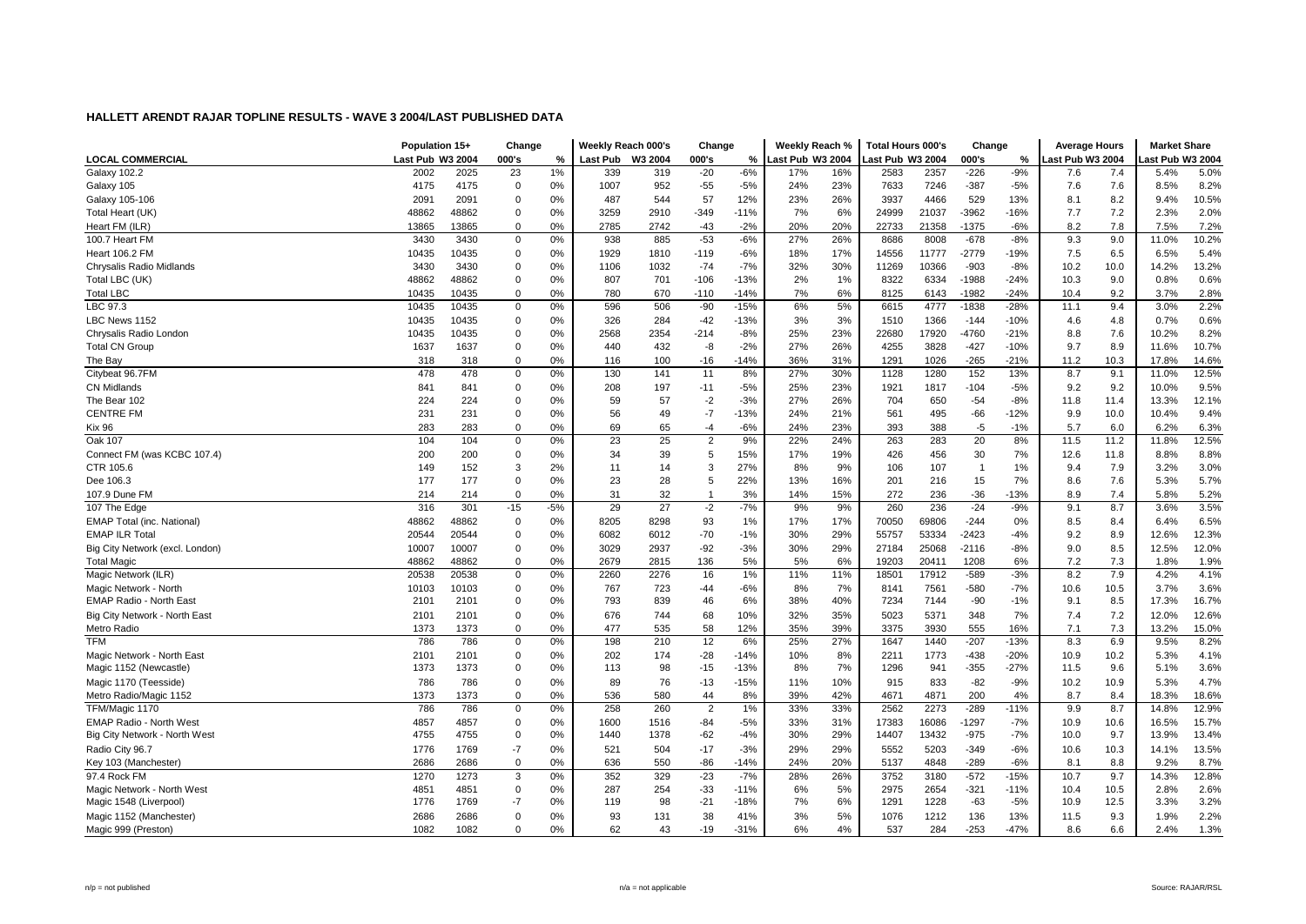## HALLETT ARENDT RAJAR TOPLINE RESULTS - WAVE 3 2004/LAST PUBLISHED DATA

| | Population 15+ | | Change | | Weekly Reach 000's | | Change | | Weekly Reach % | | Total Hours 000's | | Change | | Average Hours | | Market Share | |
|---|---|---|---|---|---|---|---|---|---|---|---|---|---|---|---|---|---|---|
| **LOCAL COMMERCIAL** | Last Pub | W3 2004 | 000's | % | Last Pub | W3 2004 | 000's | % | Last Pub | W3 2004 | Last Pub | W3 2004 | 000's | % | Last Pub | W3 2004 | Last Pub | W3 2004 |
| Galaxy 102.2 | 2002 | 2025 | 23 | 1% | 339 | 319 | -20 | -6% | 17% | 16% | 2583 | 2357 | -226 | -9% | 7.6 | 7.4 | 5.4% | 5.0% |
| Galaxy 105 | 4175 | 4175 | 0 | 0% | 1007 | 952 | -55 | -5% | 24% | 23% | 7633 | 7246 | -387 | -5% | 7.6 | 7.6 | 8.5% | 8.2% |
| Galaxy 105-106 | 2091 | 2091 | 0 | 0% | 487 | 544 | 57 | 12% | 23% | 26% | 3937 | 4466 | 529 | 13% | 8.1 | 8.2 | 9.4% | 10.5% |
| Total Heart (UK) | 48862 | 48862 | 0 | 0% | 3259 | 2910 | -349 | -11% | 7% | 6% | 24999 | 21037 | -3962 | -16% | 7.7 | 7.2 | 2.3% | 2.0% |
| Heart FM (ILR) | 13865 | 13865 | 0 | 0% | 2785 | 2742 | -43 | -2% | 20% | 20% | 22733 | 21358 | -1375 | -6% | 8.2 | 7.8 | 7.5% | 7.2% |
| 100.7 Heart FM | 3430 | 3430 | 0 | 0% | 938 | 885 | -53 | -6% | 27% | 26% | 8686 | 8008 | -678 | -8% | 9.3 | 9.0 | 11.0% | 10.2% |
| Heart 106.2 FM | 10435 | 10435 | 0 | 0% | 1929 | 1810 | -119 | -6% | 18% | 17% | 14556 | 11777 | -2779 | -19% | 7.5 | 6.5 | 6.5% | 5.4% |
| Chrysalis Radio Midlands | 3430 | 3430 | 0 | 0% | 1106 | 1032 | -74 | -7% | 32% | 30% | 11269 | 10366 | -903 | -8% | 10.2 | 10.0 | 14.2% | 13.2% |
| Total LBC (UK) | 48862 | 48862 | 0 | 0% | 807 | 701 | -106 | -13% | 2% | 1% | 8322 | 6334 | -1988 | -24% | 10.3 | 9.0 | 0.8% | 0.6% |
| Total LBC | 10435 | 10435 | 0 | 0% | 780 | 670 | -110 | -14% | 7% | 6% | 8125 | 6143 | -1982 | -24% | 10.4 | 9.2 | 3.7% | 2.8% |
| LBC 97.3 | 10435 | 10435 | 0 | 0% | 596 | 506 | -90 | -15% | 6% | 5% | 6615 | 4777 | -1838 | -28% | 11.1 | 9.4 | 3.0% | 2.2% |
| LBC News 1152 | 10435 | 10435 | 0 | 0% | 326 | 284 | -42 | -13% | 3% | 3% | 1510 | 1366 | -144 | -10% | 4.6 | 4.8 | 0.7% | 0.6% |
| Chrysalis Radio London | 10435 | 10435 | 0 | 0% | 2568 | 2354 | -214 | -8% | 25% | 23% | 22680 | 17920 | -4760 | -21% | 8.8 | 7.6 | 10.2% | 8.2% |
| Total CN Group | 1637 | 1637 | 0 | 0% | 440 | 432 | -8 | -2% | 27% | 26% | 4255 | 3828 | -427 | -10% | 9.7 | 8.9 | 11.6% | 10.7% |
| The Bay | 318 | 318 | 0 | 0% | 116 | 100 | -16 | -14% | 36% | 31% | 1291 | 1026 | -265 | -21% | 11.2 | 10.3 | 17.8% | 14.6% |
| Citybeat 96.7FM | 478 | 478 | 0 | 0% | 130 | 141 | 11 | 8% | 27% | 30% | 1128 | 1280 | 152 | 13% | 8.7 | 9.1 | 11.0% | 12.5% |
| CN Midlands | 841 | 841 | 0 | 0% | 208 | 197 | -11 | -5% | 25% | 23% | 1921 | 1817 | -104 | -5% | 9.2 | 9.2 | 10.0% | 9.5% |
| The Bear 102 | 224 | 224 | 0 | 0% | 59 | 57 | -2 | -3% | 27% | 26% | 704 | 650 | -54 | -8% | 11.8 | 11.4 | 13.3% | 12.1% |
| CENTRE FM | 231 | 231 | 0 | 0% | 56 | 49 | -7 | -13% | 24% | 21% | 561 | 495 | -66 | -12% | 9.9 | 10.0 | 10.4% | 9.4% |
| Kix 96 | 283 | 283 | 0 | 0% | 69 | 65 | -4 | -6% | 24% | 23% | 393 | 388 | -5 | -1% | 5.7 | 6.0 | 6.2% | 6.3% |
| Oak 107 | 104 | 104 | 0 | 0% | 23 | 25 | 2 | 9% | 22% | 24% | 263 | 283 | 20 | 8% | 11.5 | 11.2 | 11.8% | 12.5% |
| Connect FM (was KCBC 107.4) | 200 | 200 | 0 | 0% | 34 | 39 | 5 | 15% | 17% | 19% | 426 | 456 | 30 | 7% | 12.6 | 11.8 | 8.8% | 8.8% |
| CTR 105.6 | 149 | 152 | 3 | 2% | 11 | 14 | 3 | 27% | 8% | 9% | 106 | 107 | 1 | 1% | 9.4 | 7.9 | 3.2% | 3.0% |
| Dee 106.3 | 177 | 177 | 0 | 0% | 23 | 28 | 5 | 22% | 13% | 16% | 201 | 216 | 15 | 7% | 8.6 | 7.6 | 5.3% | 5.7% |
| 107.9 Dune FM | 214 | 214 | 0 | 0% | 31 | 32 | 1 | 3% | 14% | 15% | 272 | 236 | -36 | -13% | 8.9 | 7.4 | 5.8% | 5.2% |
| 107 The Edge | 316 | 301 | -15 | -5% | 29 | 27 | -2 | -7% | 9% | 9% | 260 | 236 | -24 | -9% | 9.1 | 8.7 | 3.6% | 3.5% |
| EMAP Total (inc. National) | 48862 | 48862 | 0 | 0% | 8205 | 8298 | 93 | 1% | 17% | 17% | 70050 | 69806 | -244 | 0% | 8.5 | 8.4 | 6.4% | 6.5% |
| EMAP ILR Total | 20544 | 20544 | 0 | 0% | 6082 | 6012 | -70 | -1% | 30% | 29% | 55757 | 53334 | -2423 | -4% | 9.2 | 8.9 | 12.6% | 12.3% |
| Big City Network (excl. London) | 10007 | 10007 | 0 | 0% | 3029 | 2937 | -92 | -3% | 30% | 29% | 27184 | 25068 | -2116 | -8% | 9.0 | 8.5 | 12.5% | 12.0% |
| Total Magic | 48862 | 48862 | 0 | 0% | 2679 | 2815 | 136 | 5% | 5% | 6% | 19203 | 20411 | 1208 | 6% | 7.2 | 7.3 | 1.8% | 1.9% |
| Magic Network (ILR) | 20538 | 20538 | 0 | 0% | 2260 | 2276 | 16 | 1% | 11% | 11% | 18501 | 17912 | -589 | -3% | 8.2 | 7.9 | 4.2% | 4.1% |
| Magic Network - North | 10103 | 10103 | 0 | 0% | 767 | 723 | -44 | -6% | 8% | 7% | 8141 | 7561 | -580 | -7% | 10.6 | 10.5 | 3.7% | 3.6% |
| EMAP Radio - North East | 2101 | 2101 | 0 | 0% | 793 | 839 | 46 | 6% | 38% | 40% | 7234 | 7144 | -90 | -1% | 9.1 | 8.5 | 17.3% | 16.7% |
| Big City Network - North East | 2101 | 2101 | 0 | 0% | 676 | 744 | 68 | 10% | 32% | 35% | 5023 | 5371 | 348 | 7% | 7.4 | 7.2 | 12.0% | 12.6% |
| Metro Radio | 1373 | 1373 | 0 | 0% | 477 | 535 | 58 | 12% | 35% | 39% | 3375 | 3930 | 555 | 16% | 7.1 | 7.3 | 13.2% | 15.0% |
| TFM | 786 | 786 | 0 | 0% | 198 | 210 | 12 | 6% | 25% | 27% | 1647 | 1440 | -207 | -13% | 8.3 | 6.9 | 9.5% | 8.2% |
| Magic Network - North East | 2101 | 2101 | 0 | 0% | 202 | 174 | -28 | -14% | 10% | 8% | 2211 | 1773 | -438 | -20% | 10.9 | 10.2 | 5.3% | 4.1% |
| Magic 1152 (Newcastle) | 1373 | 1373 | 0 | 0% | 113 | 98 | -15 | -13% | 8% | 7% | 1296 | 941 | -355 | -27% | 11.5 | 9.6 | 5.1% | 3.6% |
| Magic 1170 (Teesside) | 786 | 786 | 0 | 0% | 89 | 76 | -13 | -15% | 11% | 10% | 915 | 833 | -82 | -9% | 10.2 | 10.9 | 5.3% | 4.7% |
| Metro Radio/Magic 1152 | 1373 | 1373 | 0 | 0% | 536 | 580 | 44 | 8% | 39% | 42% | 4671 | 4871 | 200 | 4% | 8.7 | 8.4 | 18.3% | 18.6% |
| TFM/Magic 1170 | 786 | 786 | 0 | 0% | 258 | 260 | 2 | 1% | 33% | 33% | 2562 | 2273 | -289 | -11% | 9.9 | 8.7 | 14.8% | 12.9% |
| EMAP Radio - North West | 4857 | 4857 | 0 | 0% | 1600 | 1516 | -84 | -5% | 33% | 31% | 17383 | 16086 | -1297 | -7% | 10.9 | 10.6 | 16.5% | 15.7% |
| Big City Network - North West | 4755 | 4755 | 0 | 0% | 1440 | 1378 | -62 | -4% | 30% | 29% | 14407 | 13432 | -975 | -7% | 10.0 | 9.7 | 13.9% | 13.4% |
| Radio City 96.7 | 1776 | 1769 | -7 | 0% | 521 | 504 | -17 | -3% | 29% | 29% | 5552 | 5203 | -349 | -6% | 10.6 | 10.3 | 14.1% | 13.5% |
| Key 103 (Manchester) | 2686 | 2686 | 0 | 0% | 636 | 550 | -86 | -14% | 24% | 20% | 5137 | 4848 | -289 | -6% | 8.1 | 8.8 | 9.2% | 8.7% |
| 97.4 Rock FM | 1270 | 1273 | 3 | 0% | 352 | 329 | -23 | -7% | 28% | 26% | 3752 | 3180 | -572 | -15% | 10.7 | 9.7 | 14.3% | 12.8% |
| Magic Network - North West | 4851 | 4851 | 0 | 0% | 287 | 254 | -33 | -11% | 6% | 5% | 2975 | 2654 | -321 | -11% | 10.4 | 10.5 | 2.8% | 2.6% |
| Magic 1548 (Liverpool) | 1776 | 1769 | -7 | 0% | 119 | 98 | -21 | -18% | 7% | 6% | 1291 | 1228 | -63 | -5% | 10.9 | 12.5 | 3.3% | 3.2% |
| Magic 1152 (Manchester) | 2686 | 2686 | 0 | 0% | 93 | 131 | 38 | 41% | 3% | 5% | 1076 | 1212 | 136 | 13% | 11.5 | 9.3 | 1.9% | 2.2% |
| Magic 999 (Preston) | 1082 | 1082 | 0 | 0% | 62 | 43 | -19 | -31% | 6% | 4% | 537 | 284 | -253 | -47% | 8.6 | 6.6 | 2.4% | 1.3% |

n/p = not published    n/a = not applicable    Source: RAJAR/RSL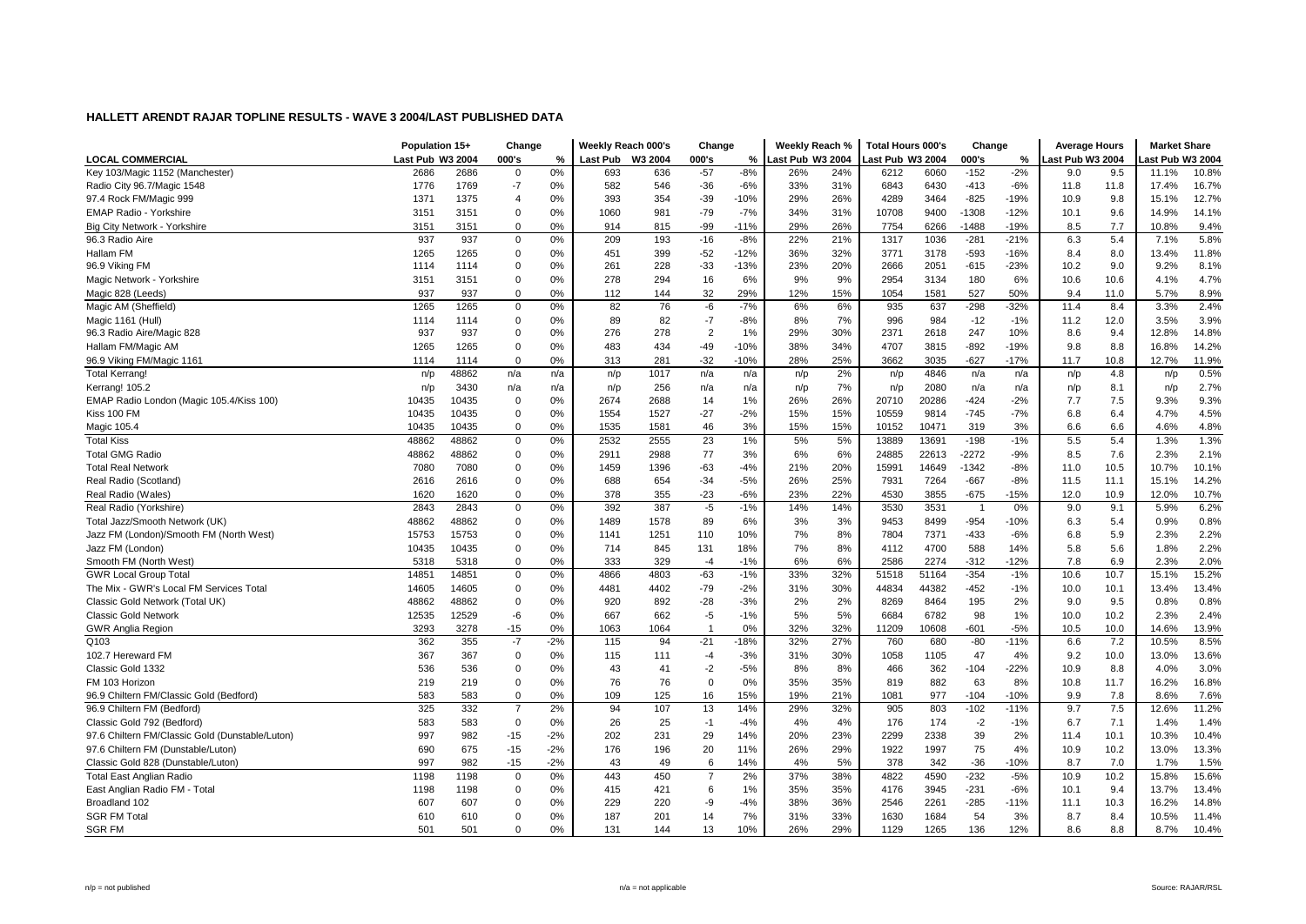## HALLETT ARENDT RAJAR TOPLINE RESULTS - WAVE 3 2004/LAST PUBLISHED DATA

| | Population 15+ | | Change | | Weekly Reach 000's | | Change | | Weekly Reach % | | Total Hours 000's | | Change | | Average Hours | | Market Share | |
|---|---|---|---|---|---|---|---|---|---|---|---|---|---|---|---|---|---|---|
| LOCAL COMMERCIAL | Last Pub | W3 2004 | 000's | % | Last Pub | W3 2004 | 000's | % | Last Pub | W3 2004 | Last Pub | W3 2004 | 000's | % | Last Pub | W3 2004 | Last Pub | W3 2004 |
| Key 103/Magic 1152 (Manchester) | 2686 | 2686 | 0 | 0% | 693 | 636 | -57 | -8% | 26% | 24% | 6212 | 6060 | -152 | -2% | 9.0 | 9.5 | 11.1% | 10.8% |
| Radio City 96.7/Magic 1548 | 1776 | 1769 | -7 | 0% | 582 | 546 | -36 | -6% | 33% | 31% | 6843 | 6430 | -413 | -6% | 11.8 | 11.8 | 17.4% | 16.7% |
| 97.4 Rock FM/Magic 999 | 1371 | 1375 | 4 | 0% | 393 | 354 | -39 | -10% | 29% | 26% | 4289 | 3464 | -825 | -19% | 10.9 | 9.8 | 15.1% | 12.7% |
| EMAP Radio - Yorkshire | 3151 | 3151 | 0 | 0% | 1060 | 981 | -79 | -7% | 34% | 31% | 10708 | 9400 | -1308 | -12% | 10.1 | 9.6 | 14.9% | 14.1% |
| Big City Network - Yorkshire | 3151 | 3151 | 0 | 0% | 914 | 815 | -99 | -11% | 29% | 26% | 7754 | 6266 | -1488 | -19% | 8.5 | 7.7 | 10.8% | 9.4% |
| 96.3 Radio Aire | 937 | 937 | 0 | 0% | 209 | 193 | -16 | -8% | 22% | 21% | 1317 | 1036 | -281 | -21% | 6.3 | 5.4 | 7.1% | 5.8% |
| Hallam FM | 1265 | 1265 | 0 | 0% | 451 | 399 | -52 | -12% | 36% | 32% | 3771 | 3178 | -593 | -16% | 8.4 | 8.0 | 13.4% | 11.8% |
| 96.9 Viking FM | 1114 | 1114 | 0 | 0% | 261 | 228 | -33 | -13% | 23% | 20% | 2666 | 2051 | -615 | -23% | 10.2 | 9.0 | 9.2% | 8.1% |
| Magic Network - Yorkshire | 3151 | 3151 | 0 | 0% | 278 | 294 | 16 | 6% | 9% | 9% | 2954 | 3134 | 180 | 6% | 10.6 | 10.6 | 4.1% | 4.7% |
| Magic 828 (Leeds) | 937 | 937 | 0 | 0% | 112 | 144 | 32 | 29% | 12% | 15% | 1054 | 1581 | 527 | 50% | 9.4 | 11.0 | 5.7% | 8.9% |
| Magic AM (Sheffield) | 1265 | 1265 | 0 | 0% | 82 | 76 | -6 | -7% | 6% | 6% | 935 | 637 | -298 | -32% | 11.4 | 8.4 | 3.3% | 2.4% |
| Magic 1161 (Hull) | 1114 | 1114 | 0 | 0% | 89 | 82 | -7 | -8% | 8% | 7% | 996 | 984 | -12 | -1% | 11.2 | 12.0 | 3.5% | 3.9% |
| 96.3 Radio Aire/Magic 828 | 937 | 937 | 0 | 0% | 276 | 278 | 2 | 1% | 29% | 30% | 2371 | 2618 | 247 | 10% | 8.6 | 9.4 | 12.8% | 14.8% |
| Hallam FM/Magic AM | 1265 | 1265 | 0 | 0% | 483 | 434 | -49 | -10% | 38% | 34% | 4707 | 3815 | -892 | -19% | 9.8 | 8.8 | 16.8% | 14.2% |
| 96.9 Viking FM/Magic 1161 | 1114 | 1114 | 0 | 0% | 313 | 281 | -32 | -10% | 28% | 25% | 3662 | 3035 | -627 | -17% | 11.7 | 10.8 | 12.7% | 11.9% |
| Total Kerrang! | n/p | 48862 | n/a | n/a | n/p | 1017 | n/a | n/a | n/p | 2% | n/p | 4846 | n/a | n/a | n/p | 4.8 | n/p | 0.5% |
| Kerrang! 105.2 | n/p | 3430 | n/a | n/a | n/p | 256 | n/a | n/a | n/p | 7% | n/p | 2080 | n/a | n/a | n/p | 8.1 | n/p | 2.7% |
| EMAP Radio London (Magic 105.4/Kiss 100) | 10435 | 10435 | 0 | 0% | 2674 | 2688 | 14 | 1% | 26% | 26% | 20710 | 20286 | -424 | -2% | 7.7 | 7.5 | 9.3% | 9.3% |
| Kiss 100 FM | 10435 | 10435 | 0 | 0% | 1554 | 1527 | -27 | -2% | 15% | 15% | 10559 | 9814 | -745 | -7% | 6.8 | 6.4 | 4.7% | 4.5% |
| Magic 105.4 | 10435 | 10435 | 0 | 0% | 1535 | 1581 | 46 | 3% | 15% | 15% | 10152 | 10471 | 319 | 3% | 6.6 | 6.6 | 4.6% | 4.8% |
| Total Kiss | 48862 | 48862 | 0 | 0% | 2532 | 2555 | 23 | 1% | 5% | 5% | 13889 | 13691 | -198 | -1% | 5.5 | 5.4 | 1.3% | 1.3% |
| Total GMG Radio | 48862 | 48862 | 0 | 0% | 2911 | 2988 | 77 | 3% | 6% | 6% | 24885 | 22613 | -2272 | -9% | 8.5 | 7.6 | 2.3% | 2.1% |
| Total Real Network | 7080 | 7080 | 0 | 0% | 1459 | 1396 | -63 | -4% | 21% | 20% | 15991 | 14649 | -1342 | -8% | 11.0 | 10.5 | 10.7% | 10.1% |
| Real Radio (Scotland) | 2616 | 2616 | 0 | 0% | 688 | 654 | -34 | -5% | 26% | 25% | 7931 | 7264 | -667 | -8% | 11.5 | 11.1 | 15.1% | 14.2% |
| Real Radio (Wales) | 1620 | 1620 | 0 | 0% | 378 | 355 | -23 | -6% | 23% | 22% | 4530 | 3855 | -675 | -15% | 12.0 | 10.9 | 12.0% | 10.7% |
| Real Radio (Yorkshire) | 2843 | 2843 | 0 | 0% | 392 | 387 | -5 | -1% | 14% | 14% | 3530 | 3531 | 1 | 0% | 9.0 | 9.1 | 5.9% | 6.2% |
| Total Jazz/Smooth Network (UK) | 48862 | 48862 | 0 | 0% | 1489 | 1578 | 89 | 6% | 3% | 3% | 9453 | 8499 | -954 | -10% | 6.3 | 5.4 | 0.9% | 0.8% |
| Jazz FM (London)/Smooth FM (North West) | 15753 | 15753 | 0 | 0% | 1141 | 1251 | 110 | 10% | 7% | 8% | 7804 | 7371 | -433 | -6% | 6.8 | 5.9 | 2.3% | 2.2% |
| Jazz FM (London) | 10435 | 10435 | 0 | 0% | 714 | 845 | 131 | 18% | 7% | 8% | 4112 | 4700 | 588 | 14% | 5.8 | 5.6 | 1.8% | 2.2% |
| Smooth FM (North West) | 5318 | 5318 | 0 | 0% | 333 | 329 | -4 | -1% | 6% | 6% | 2586 | 2274 | -312 | -12% | 7.8 | 6.9 | 2.3% | 2.0% |
| GWR Local Group Total | 14851 | 14851 | 0 | 0% | 4866 | 4803 | -63 | -1% | 33% | 32% | 51518 | 51164 | -354 | -1% | 10.6 | 10.7 | 15.1% | 15.2% |
| The Mix - GWR's Local FM Services Total | 14605 | 14605 | 0 | 0% | 4481 | 4402 | -79 | -2% | 31% | 30% | 44834 | 44382 | -452 | -1% | 10.0 | 10.1 | 13.4% | 13.4% |
| Classic Gold Network (Total UK) | 48862 | 48862 | 0 | 0% | 920 | 892 | -28 | -3% | 2% | 2% | 8269 | 8464 | 195 | 2% | 9.0 | 9.5 | 0.8% | 0.8% |
| Classic Gold Network | 12535 | 12529 | -6 | 0% | 667 | 662 | -5 | -1% | 5% | 5% | 6684 | 6782 | 98 | 1% | 10.0 | 10.2 | 2.3% | 2.4% |
| GWR Anglia Region | 3293 | 3278 | -15 | 0% | 1063 | 1064 | 1 | 0% | 32% | 32% | 11209 | 10608 | -601 | -5% | 10.5 | 10.0 | 14.6% | 13.9% |
| Q103 | 362 | 355 | -7 | -2% | 115 | 94 | -21 | -18% | 32% | 27% | 760 | 680 | -80 | -11% | 6.6 | 7.2 | 10.5% | 8.5% |
| 102.7 Hereward FM | 367 | 367 | 0 | 0% | 115 | 111 | -4 | -3% | 31% | 30% | 1058 | 1105 | 47 | 4% | 9.2 | 10.0 | 13.0% | 13.6% |
| Classic Gold 1332 | 536 | 536 | 0 | 0% | 43 | 41 | -2 | -5% | 8% | 8% | 466 | 362 | -104 | -22% | 10.9 | 8.8 | 4.0% | 3.0% |
| FM 103 Horizon | 219 | 219 | 0 | 0% | 76 | 76 | 0 | 0% | 35% | 35% | 819 | 882 | 63 | 8% | 10.8 | 11.7 | 16.2% | 16.8% |
| 96.9 Chiltern FM/Classic Gold (Bedford) | 583 | 583 | 0 | 0% | 109 | 125 | 16 | 15% | 19% | 21% | 1081 | 977 | -104 | -10% | 9.9 | 7.8 | 8.6% | 7.6% |
| 96.9 Chiltern FM (Bedford) | 325 | 332 | 7 | 2% | 94 | 107 | 13 | 14% | 29% | 32% | 905 | 803 | -102 | -11% | 9.7 | 7.5 | 12.6% | 11.2% |
| Classic Gold 792 (Bedford) | 583 | 583 | 0 | 0% | 26 | 25 | -1 | -4% | 4% | 4% | 176 | 174 | -2 | -1% | 6.7 | 7.1 | 1.4% | 1.4% |
| 97.6 Chiltern FM/Classic Gold (Dunstable/Luton) | 997 | 982 | -15 | -2% | 202 | 231 | 29 | 14% | 20% | 23% | 2299 | 2338 | 39 | 2% | 11.4 | 10.1 | 10.3% | 10.4% |
| 97.6 Chiltern FM (Dunstable/Luton) | 690 | 675 | -15 | -2% | 176 | 196 | 20 | 11% | 26% | 29% | 1922 | 1997 | 75 | 4% | 10.9 | 10.2 | 13.0% | 13.3% |
| Classic Gold 828 (Dunstable/Luton) | 997 | 982 | -15 | -2% | 43 | 49 | 6 | 14% | 4% | 5% | 378 | 342 | -36 | -10% | 8.7 | 7.0 | 1.7% | 1.5% |
| Total East Anglian Radio | 1198 | 1198 | 0 | 0% | 443 | 450 | 7 | 2% | 37% | 38% | 4822 | 4590 | -232 | -5% | 10.9 | 10.2 | 15.8% | 15.6% |
| East Anglian Radio FM - Total | 1198 | 1198 | 0 | 0% | 415 | 421 | 6 | 1% | 35% | 35% | 4176 | 3945 | -231 | -6% | 10.1 | 9.4 | 13.7% | 13.4% |
| Broadland 102 | 607 | 607 | 0 | 0% | 229 | 220 | -9 | -4% | 38% | 36% | 2546 | 2261 | -285 | -11% | 11.1 | 10.3 | 16.2% | 14.8% |
| SGR FM Total | 610 | 610 | 0 | 0% | 187 | 201 | 14 | 7% | 31% | 33% | 1630 | 1684 | 54 | 3% | 8.7 | 8.4 | 10.5% | 11.4% |
| SGR FM | 501 | 501 | 0 | 0% | 131 | 144 | 13 | 10% | 26% | 29% | 1129 | 1265 | 136 | 12% | 8.6 | 8.8 | 8.7% | 10.4% |

n/p = not published

n/a = not applicable

Source: RAJAR/RSL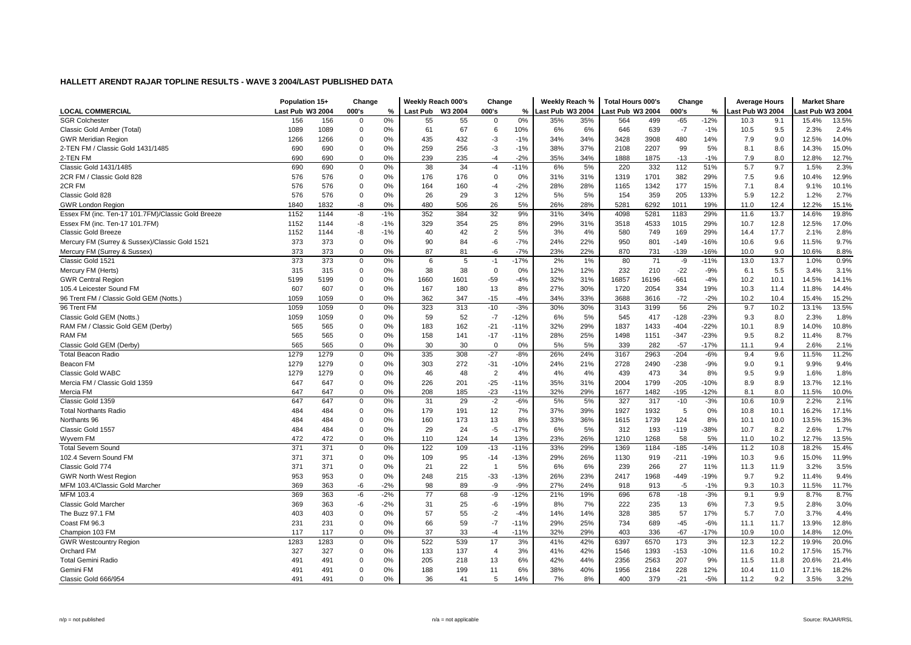## HALLETT ARENDT RAJAR TOPLINE RESULTS - WAVE 3 2004/LAST PUBLISHED DATA

| | Population 15+ | | Change | | Weekly Reach 000's | | Change | | Weekly Reach % | | Total Hours 000's | | Change | | Average Hours | | Market Share | |
|---|---|---|---|---|---|---|---|---|---|---|---|---|---|---|---|---|---|---|
| **LOCAL COMMERCIAL** | Last Pub | W3 2004 | 000's | % | Last Pub | W3 2004 | 000's | % | Last Pub | W3 2004 | Last Pub | W3 2004 | 000's | % | Last Pub | W3 2004 | Last Pub | W3 2004 |
| SGR Colchester | 156 | 156 | 0 | 0% | 55 | 55 | 0 | 0% | 35% | 35% | 564 | 499 | -65 | -12% | 10.3 | 9.1 | 15.4% | 13.5% |
| Classic Gold Amber (Total) | 1089 | 1089 | 0 | 0% | 61 | 67 | 6 | 10% | 6% | 6% | 646 | 639 | -7 | -1% | 10.5 | 9.5 | 2.3% | 2.4% |
| GWR Meridian Region | 1266 | 1266 | 0 | 0% | 435 | 432 | -3 | -1% | 34% | 34% | 3428 | 3908 | 480 | 14% | 7.9 | 9.0 | 12.5% | 14.0% |
| 2-TEN FM / Classic Gold 1431/1485 | 690 | 690 | 0 | 0% | 259 | 256 | -3 | -1% | 38% | 37% | 2108 | 2207 | 99 | 5% | 8.1 | 8.6 | 14.3% | 15.0% |
| 2-TEN FM | 690 | 690 | 0 | 0% | 239 | 235 | -4 | -2% | 35% | 34% | 1888 | 1875 | -13 | -1% | 7.9 | 8.0 | 12.8% | 12.7% |
| Classic Gold 1431/1485 | 690 | 690 | 0 | 0% | 38 | 34 | -4 | -11% | 6% | 5% | 220 | 332 | 112 | 51% | 5.7 | 9.7 | 1.5% | 2.3% |
| 2CR FM / Classic Gold 828 | 576 | 576 | 0 | 0% | 176 | 176 | 0 | 0% | 31% | 31% | 1319 | 1701 | 382 | 29% | 7.5 | 9.6 | 10.4% | 12.9% |
| 2CR FM | 576 | 576 | 0 | 0% | 164 | 160 | -4 | -2% | 28% | 28% | 1165 | 1342 | 177 | 15% | 7.1 | 8.4 | 9.1% | 10.1% |
| Classic Gold 828 | 576 | 576 | 0 | 0% | 26 | 29 | 3 | 12% | 5% | 5% | 154 | 359 | 205 | 133% | 5.9 | 12.2 | 1.2% | 2.7% |
| GWR London Region | 1840 | 1832 | -8 | 0% | 480 | 506 | 26 | 5% | 26% | 28% | 5281 | 6292 | 1011 | 19% | 11.0 | 12.4 | 12.2% | 15.1% |
| Essex FM (inc. Ten-17 101.7FM)/Classic Gold Breeze | 1152 | 1144 | -8 | -1% | 352 | 384 | 32 | 9% | 31% | 34% | 4098 | 5281 | 1183 | 29% | 11.6 | 13.7 | 14.6% | 19.8% |
| Essex FM (inc. Ten-17 101.7FM) | 1152 | 1144 | -8 | -1% | 329 | 354 | 25 | 8% | 29% | 31% | 3518 | 4533 | 1015 | 29% | 10.7 | 12.8 | 12.5% | 17.0% |
| Classic Gold Breeze | 1152 | 1144 | -8 | -1% | 40 | 42 | 2 | 5% | 3% | 4% | 580 | 749 | 169 | 29% | 14.4 | 17.7 | 2.1% | 2.8% |
| Mercury FM (Surrey & Sussex)/Classic Gold 1521 | 373 | 373 | 0 | 0% | 90 | 84 | -6 | -7% | 24% | 22% | 950 | 801 | -149 | -16% | 10.6 | 9.6 | 11.5% | 9.7% |
| Mercury FM (Surrey & Sussex) | 373 | 373 | 0 | 0% | 87 | 81 | -6 | -7% | 23% | 22% | 870 | 731 | -139 | -16% | 10.0 | 9.0 | 10.6% | 8.8% |
| Classic Gold 1521 | 373 | 373 | 0 | 0% | 6 | 5 | -1 | -17% | 2% | 1% | 80 | 71 | -9 | -11% | 13.0 | 13.7 | 1.0% | 0.9% |
| Mercury FM (Herts) | 315 | 315 | 0 | 0% | 38 | 38 | 0 | 0% | 12% | 12% | 232 | 210 | -22 | -9% | 6.1 | 5.5 | 3.4% | 3.1% |
| GWR Central Region | 5199 | 5199 | 0 | 0% | 1660 | 1601 | -59 | -4% | 32% | 31% | 16857 | 16196 | -661 | -4% | 10.2 | 10.1 | 14.5% | 14.1% |
| 105.4 Leicester Sound FM | 607 | 607 | 0 | 0% | 167 | 180 | 13 | 8% | 27% | 30% | 1720 | 2054 | 334 | 19% | 10.3 | 11.4 | 11.8% | 14.4% |
| 96 Trent FM / Classic Gold GEM (Notts.) | 1059 | 1059 | 0 | 0% | 362 | 347 | -15 | -4% | 34% | 33% | 3688 | 3616 | -72 | -2% | 10.2 | 10.4 | 15.4% | 15.2% |
| 96 Trent FM | 1059 | 1059 | 0 | 0% | 323 | 313 | -10 | -3% | 30% | 30% | 3143 | 3199 | 56 | 2% | 9.7 | 10.2 | 13.1% | 13.5% |
| Classic Gold GEM (Notts.) | 1059 | 1059 | 0 | 0% | 59 | 52 | -7 | -12% | 6% | 5% | 545 | 417 | -128 | -23% | 9.3 | 8.0 | 2.3% | 1.8% |
| RAM FM / Classic Gold GEM (Derby) | 565 | 565 | 0 | 0% | 183 | 162 | -21 | -11% | 32% | 29% | 1837 | 1433 | -404 | -22% | 10.1 | 8.9 | 14.0% | 10.8% |
| RAM FM | 565 | 565 | 0 | 0% | 158 | 141 | -17 | -11% | 28% | 25% | 1498 | 1151 | -347 | -23% | 9.5 | 8.2 | 11.4% | 8.7% |
| Classic Gold GEM (Derby) | 565 | 565 | 0 | 0% | 30 | 30 | 0 | 0% | 5% | 5% | 339 | 282 | -57 | -17% | 11.1 | 9.4 | 2.6% | 2.1% |
| Total Beacon Radio | 1279 | 1279 | 0 | 0% | 335 | 308 | -27 | -8% | 26% | 24% | 3167 | 2963 | -204 | -6% | 9.4 | 9.6 | 11.5% | 11.2% |
| Beacon FM | 1279 | 1279 | 0 | 0% | 303 | 272 | -31 | -10% | 24% | 21% | 2728 | 2490 | -238 | -9% | 9.0 | 9.1 | 9.9% | 9.4% |
| Classic Gold WABC | 1279 | 1279 | 0 | 0% | 46 | 48 | 2 | 4% | 4% | 4% | 439 | 473 | 34 | 8% | 9.5 | 9.9 | 1.6% | 1.8% |
| Mercia FM / Classic Gold 1359 | 647 | 647 | 0 | 0% | 226 | 201 | -25 | -11% | 35% | 31% | 2004 | 1799 | -205 | -10% | 8.9 | 8.9 | 13.7% | 12.1% |
| Mercia FM | 647 | 647 | 0 | 0% | 208 | 185 | -23 | -11% | 32% | 29% | 1677 | 1482 | -195 | -12% | 8.1 | 8.0 | 11.5% | 10.0% |
| Classic Gold 1359 | 647 | 647 | 0 | 0% | 31 | 29 | -2 | -6% | 5% | 5% | 327 | 317 | -10 | -3% | 10.6 | 10.9 | 2.2% | 2.1% |
| Total Northants Radio | 484 | 484 | 0 | 0% | 179 | 191 | 12 | 7% | 37% | 39% | 1927 | 1932 | 5 | 0% | 10.8 | 10.1 | 16.2% | 17.1% |
| Northants 96 | 484 | 484 | 0 | 0% | 160 | 173 | 13 | 8% | 33% | 36% | 1615 | 1739 | 124 | 8% | 10.1 | 10.0 | 13.5% | 15.3% |
| Classic Gold 1557 | 484 | 484 | 0 | 0% | 29 | 24 | -5 | -17% | 6% | 5% | 312 | 193 | -119 | -38% | 10.7 | 8.2 | 2.6% | 1.7% |
| Wyvern FM | 472 | 472 | 0 | 0% | 110 | 124 | 14 | 13% | 23% | 26% | 1210 | 1268 | 58 | 5% | 11.0 | 10.2 | 12.7% | 13.5% |
| Total Severn Sound | 371 | 371 | 0 | 0% | 122 | 109 | -13 | -11% | 33% | 29% | 1369 | 1184 | -185 | -14% | 11.2 | 10.8 | 18.2% | 15.4% |
| 102.4 Severn Sound FM | 371 | 371 | 0 | 0% | 109 | 95 | -14 | -13% | 29% | 26% | 1130 | 919 | -211 | -19% | 10.3 | 9.6 | 15.0% | 11.9% |
| Classic Gold 774 | 371 | 371 | 0 | 0% | 21 | 22 | 1 | 5% | 6% | 6% | 239 | 266 | 27 | 11% | 11.3 | 11.9 | 3.2% | 3.5% |
| GWR North West Region | 953 | 953 | 0 | 0% | 248 | 215 | -33 | -13% | 26% | 23% | 2417 | 1968 | -449 | -19% | 9.7 | 9.2 | 11.4% | 9.4% |
| MFM 103.4/Classic Gold Marcher | 369 | 363 | -6 | -2% | 98 | 89 | -9 | -9% | 27% | 24% | 918 | 913 | -5 | -1% | 9.3 | 10.3 | 11.5% | 11.7% |
| MFM 103.4 | 369 | 363 | -6 | -2% | 77 | 68 | -9 | -12% | 21% | 19% | 696 | 678 | -18 | -3% | 9.1 | 9.9 | 8.7% | 8.7% |
| Classic Gold Marcher | 369 | 363 | -6 | -2% | 31 | 25 | -6 | -19% | 8% | 7% | 222 | 235 | 13 | 6% | 7.3 | 9.5 | 2.8% | 3.0% |
| The Buzz 97.1 FM | 403 | 403 | 0 | 0% | 57 | 55 | -2 | -4% | 14% | 14% | 328 | 385 | 57 | 17% | 5.7 | 7.0 | 3.7% | 4.4% |
| Coast FM 96.3 | 231 | 231 | 0 | 0% | 66 | 59 | -7 | -11% | 29% | 25% | 734 | 689 | -45 | -6% | 11.1 | 11.7 | 13.9% | 12.8% |
| Champion 103 FM | 117 | 117 | 0 | 0% | 37 | 33 | -4 | -11% | 32% | 29% | 403 | 336 | -67 | -17% | 10.9 | 10.0 | 14.8% | 12.0% |
| GWR Westcountry Region | 1283 | 1283 | 0 | 0% | 522 | 539 | 17 | 3% | 41% | 42% | 6397 | 6570 | 173 | 3% | 12.3 | 12.2 | 19.9% | 20.0% |
| Orchard FM | 327 | 327 | 0 | 0% | 133 | 137 | 4 | 3% | 41% | 42% | 1546 | 1393 | -153 | -10% | 11.6 | 10.2 | 17.5% | 15.7% |
| Total Gemini Radio | 491 | 491 | 0 | 0% | 205 | 218 | 13 | 6% | 42% | 44% | 2356 | 2563 | 207 | 9% | 11.5 | 11.8 | 20.6% | 21.4% |
| Gemini FM | 491 | 491 | 0 | 0% | 188 | 199 | 11 | 6% | 38% | 40% | 1956 | 2184 | 228 | 12% | 10.4 | 11.0 | 17.1% | 18.2% |
| Classic Gold 666/954 | 491 | 491 | 0 | 0% | 36 | 41 | 5 | 14% | 7% | 8% | 400 | 379 | -21 | -5% | 11.2 | 9.2 | 3.5% | 3.2% |

n/p = not published    n/a = not applicable    Source: RAJAR/RSL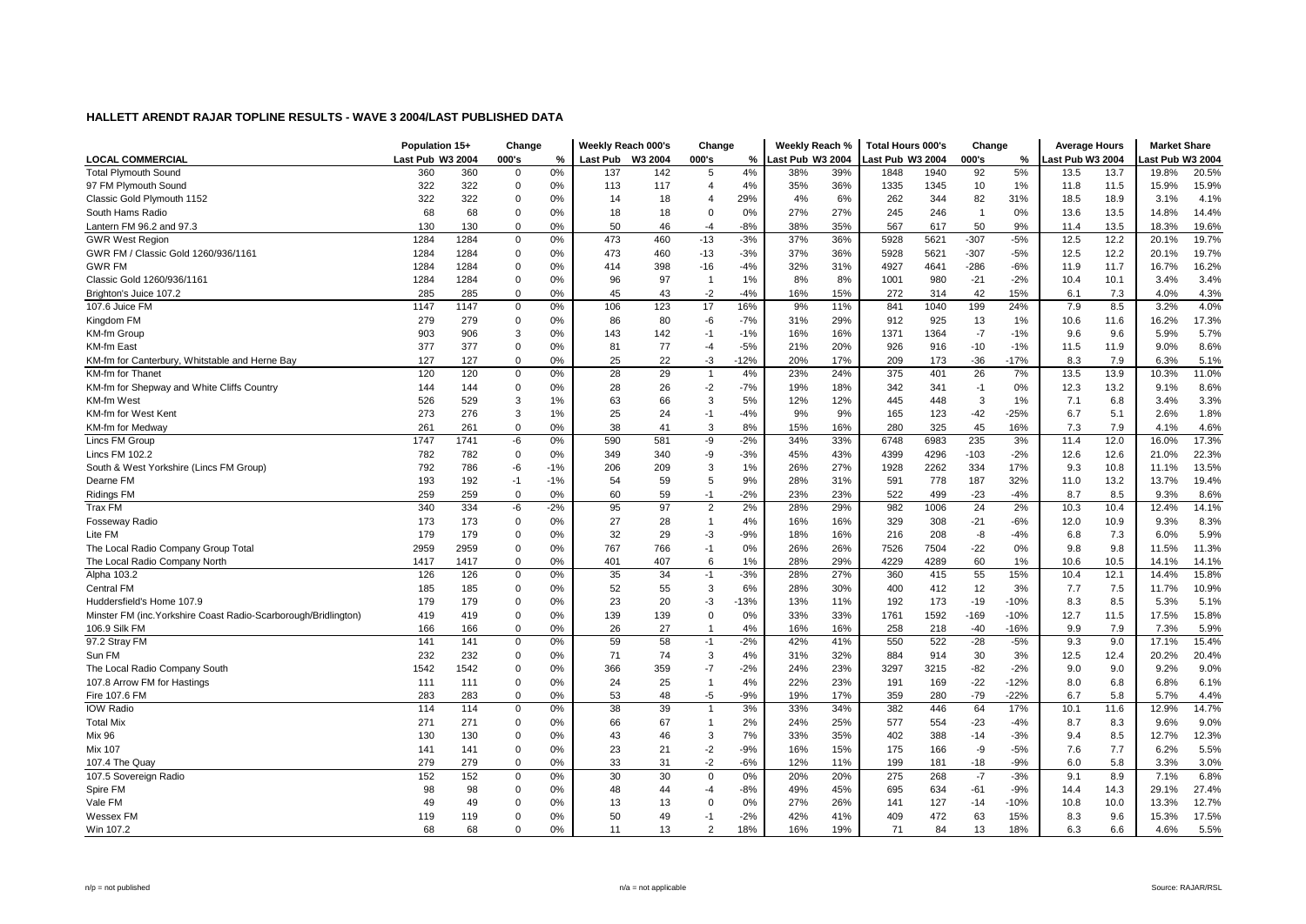## HALLETT ARENDT RAJAR TOPLINE RESULTS - WAVE 3 2004/LAST PUBLISHED DATA

| LOCAL COMMERCIAL | Population 15+ Last Pub | Population 15+ W3 2004 | Change 000's | Change % | Weekly Reach 000's Last Pub | Weekly Reach 000's W3 2004 | Change 000's | Change % | Weekly Reach % Last Pub | Weekly Reach % W3 2004 | Total Hours 000's Last Pub | Total Hours 000's W3 2004 | Change 000's | Change % | Average Hours Last Pub | Average Hours W3 2004 | Market Share Last Pub | Market Share W3 2004 |
|---|---|---|---|---|---|---|---|---|---|---|---|---|---|---|---|---|---|---|
| Total Plymouth Sound | 360 | 360 | 0 | 0% | 137 | 142 | 5 | 4% | 38% | 39% | 1848 | 1940 | 92 | 5% | 13.5 | 13.7 | 19.8% | 20.5% |
| 97 FM Plymouth Sound | 322 | 322 | 0 | 0% | 113 | 117 | 4 | 4% | 35% | 36% | 1335 | 1345 | 10 | 1% | 11.8 | 11.5 | 15.9% | 15.9% |
| Classic Gold Plymouth 1152 | 322 | 322 | 0 | 0% | 14 | 18 | 4 | 29% | 4% | 6% | 262 | 344 | 82 | 31% | 18.5 | 18.9 | 3.1% | 4.1% |
| South Hams Radio | 68 | 68 | 0 | 0% | 18 | 18 | 0 | 0% | 27% | 27% | 245 | 246 | 1 | 0% | 13.6 | 13.5 | 14.8% | 14.4% |
| Lantern FM 96.2 and 97.3 | 130 | 130 | 0 | 0% | 50 | 46 | -4 | -8% | 38% | 35% | 567 | 617 | 50 | 9% | 11.4 | 13.5 | 18.3% | 19.6% |
| GWR West Region | 1284 | 1284 | 0 | 0% | 473 | 460 | -13 | -3% | 37% | 36% | 5928 | 5621 | -307 | -5% | 12.5 | 12.2 | 20.1% | 19.7% |
| GWR FM / Classic Gold 1260/936/1161 | 1284 | 1284 | 0 | 0% | 473 | 460 | -13 | -3% | 37% | 36% | 5928 | 5621 | -307 | -5% | 12.5 | 12.2 | 20.1% | 19.7% |
| GWR FM | 1284 | 1284 | 0 | 0% | 414 | 398 | -16 | -4% | 32% | 31% | 4927 | 4641 | -286 | -6% | 11.9 | 11.7 | 16.7% | 16.2% |
| Classic Gold 1260/936/1161 | 1284 | 1284 | 0 | 0% | 96 | 97 | 1 | 1% | 8% | 8% | 1001 | 980 | -21 | -2% | 10.4 | 10.1 | 3.4% | 3.4% |
| Brighton's Juice 107.2 | 285 | 285 | 0 | 0% | 45 | 43 | -2 | -4% | 16% | 15% | 272 | 314 | 42 | 15% | 6.1 | 7.3 | 4.0% | 4.3% |
| 107.6 Juice FM | 1147 | 1147 | 0 | 0% | 106 | 123 | 17 | 16% | 9% | 11% | 841 | 1040 | 199 | 24% | 7.9 | 8.5 | 3.2% | 4.0% |
| Kingdom FM | 279 | 279 | 0 | 0% | 86 | 80 | -6 | -7% | 31% | 29% | 912 | 925 | 13 | 1% | 10.6 | 11.6 | 16.2% | 17.3% |
| KM-fm Group | 903 | 906 | 3 | 0% | 143 | 142 | -1 | -1% | 16% | 16% | 1371 | 1364 | -7 | -1% | 9.6 | 9.6 | 5.9% | 5.7% |
| KM-fm East | 377 | 377 | 0 | 0% | 81 | 77 | -4 | -5% | 21% | 20% | 926 | 916 | -10 | -1% | 11.5 | 11.9 | 9.0% | 8.6% |
| KM-fm for Canterbury, Whitstable and Herne Bay | 127 | 127 | 0 | 0% | 25 | 22 | -3 | -12% | 20% | 17% | 209 | 173 | -36 | -17% | 8.3 | 7.9 | 6.3% | 5.1% |
| KM-fm for Thanet | 120 | 120 | 0 | 0% | 28 | 29 | 1 | 4% | 23% | 24% | 375 | 401 | 26 | 7% | 13.5 | 13.9 | 10.3% | 11.0% |
| KM-fm for Shepway and White Cliffs Country | 144 | 144 | 0 | 0% | 28 | 26 | -2 | -7% | 19% | 18% | 342 | 341 | -1 | 0% | 12.3 | 13.2 | 9.1% | 8.6% |
| KM-fm West | 526 | 529 | 3 | 1% | 63 | 66 | 3 | 5% | 12% | 12% | 445 | 448 | 3 | 1% | 7.1 | 6.8 | 3.4% | 3.3% |
| KM-fm for West Kent | 273 | 276 | 3 | 1% | 25 | 24 | -1 | -4% | 9% | 9% | 165 | 123 | -42 | -25% | 6.7 | 5.1 | 2.6% | 1.8% |
| KM-fm for Medway | 261 | 261 | 0 | 0% | 38 | 41 | 3 | 8% | 15% | 16% | 280 | 325 | 45 | 16% | 7.3 | 7.9 | 4.1% | 4.6% |
| Lincs FM Group | 1747 | 1741 | -6 | 0% | 590 | 581 | -9 | -2% | 34% | 33% | 6748 | 6983 | 235 | 3% | 11.4 | 12.0 | 16.0% | 17.3% |
| Lincs FM 102.2 | 782 | 782 | 0 | 0% | 349 | 340 | -9 | -3% | 45% | 43% | 4399 | 4296 | -103 | -2% | 12.6 | 12.6 | 21.0% | 22.3% |
| South & West Yorkshire (Lincs FM Group) | 792 | 786 | -6 | -1% | 206 | 209 | 3 | 1% | 26% | 27% | 1928 | 2262 | 334 | 17% | 9.3 | 10.8 | 11.1% | 13.5% |
| Dearne FM | 193 | 192 | -1 | -1% | 54 | 59 | 5 | 9% | 28% | 31% | 591 | 778 | 187 | 32% | 11.0 | 13.2 | 13.7% | 19.4% |
| Ridings FM | 259 | 259 | 0 | 0% | 60 | 59 | -1 | -2% | 23% | 23% | 522 | 499 | -23 | -4% | 8.7 | 8.5 | 9.3% | 8.6% |
| Trax FM | 340 | 334 | -6 | -2% | 95 | 97 | 2 | 2% | 28% | 29% | 982 | 1006 | 24 | 2% | 10.3 | 10.4 | 12.4% | 14.1% |
| Fosseway Radio | 173 | 173 | 0 | 0% | 27 | 28 | 1 | 4% | 16% | 16% | 329 | 308 | -21 | -6% | 12.0 | 10.9 | 9.3% | 8.3% |
| Lite FM | 179 | 179 | 0 | 0% | 32 | 29 | -3 | -9% | 18% | 16% | 216 | 208 | -8 | -4% | 6.8 | 7.3 | 6.0% | 5.9% |
| The Local Radio Company Group Total | 2959 | 2959 | 0 | 0% | 767 | 766 | -1 | 0% | 26% | 26% | 7526 | 7504 | -22 | 0% | 9.8 | 9.8 | 11.5% | 11.3% |
| The Local Radio Company North | 1417 | 1417 | 0 | 0% | 401 | 407 | 6 | 1% | 28% | 29% | 4229 | 4289 | 60 | 1% | 10.6 | 10.5 | 14.1% | 14.1% |
| Alpha 103.2 | 126 | 126 | 0 | 0% | 35 | 34 | -1 | -3% | 28% | 27% | 360 | 415 | 55 | 15% | 10.4 | 12.1 | 14.4% | 15.8% |
| Central FM | 185 | 185 | 0 | 0% | 52 | 55 | 3 | 6% | 28% | 30% | 400 | 412 | 12 | 3% | 7.7 | 7.5 | 11.7% | 10.9% |
| Huddersfield's Home 107.9 | 179 | 179 | 0 | 0% | 23 | 20 | -3 | -13% | 13% | 11% | 192 | 173 | -19 | -10% | 8.3 | 8.5 | 5.3% | 5.1% |
| Minster FM (inc.Yorkshire Coast Radio-Scarborough/Bridlington) | 419 | 419 | 0 | 0% | 139 | 139 | 0 | 0% | 33% | 33% | 1761 | 1592 | -169 | -10% | 12.7 | 11.5 | 17.5% | 15.8% |
| 106.9 Silk FM | 166 | 166 | 0 | 0% | 26 | 27 | 1 | 4% | 16% | 16% | 258 | 218 | -40 | -16% | 9.9 | 7.9 | 7.3% | 5.9% |
| 97.2 Stray FM | 141 | 141 | 0 | 0% | 59 | 58 | -1 | -2% | 42% | 41% | 550 | 522 | -28 | -5% | 9.3 | 9.0 | 17.1% | 15.4% |
| Sun FM | 232 | 232 | 0 | 0% | 71 | 74 | 3 | 4% | 31% | 32% | 884 | 914 | 30 | 3% | 12.5 | 12.4 | 20.2% | 20.4% |
| The Local Radio Company South | 1542 | 1542 | 0 | 0% | 366 | 359 | -7 | -2% | 24% | 23% | 3297 | 3215 | -82 | -2% | 9.0 | 9.0 | 9.2% | 9.0% |
| 107.8 Arrow FM for Hastings | 111 | 111 | 0 | 0% | 24 | 25 | 1 | 4% | 22% | 23% | 191 | 169 | -22 | -12% | 8.0 | 6.8 | 6.8% | 6.1% |
| Fire 107.6 FM | 283 | 283 | 0 | 0% | 53 | 48 | -5 | -9% | 19% | 17% | 359 | 280 | -79 | -22% | 6.7 | 5.8 | 5.7% | 4.4% |
| IOW Radio | 114 | 114 | 0 | 0% | 38 | 39 | 1 | 3% | 33% | 34% | 382 | 446 | 64 | 17% | 10.1 | 11.6 | 12.9% | 14.7% |
| Total Mix | 271 | 271 | 0 | 0% | 66 | 67 | 1 | 2% | 24% | 25% | 577 | 554 | -23 | -4% | 8.7 | 8.3 | 9.6% | 9.0% |
| Mix 96 | 130 | 130 | 0 | 0% | 43 | 46 | 3 | 7% | 33% | 35% | 402 | 388 | -14 | -3% | 9.4 | 8.5 | 12.7% | 12.3% |
| Mix 107 | 141 | 141 | 0 | 0% | 23 | 21 | -2 | -9% | 16% | 15% | 175 | 166 | -9 | -5% | 7.6 | 7.7 | 6.2% | 5.5% |
| 107.4 The Quay | 279 | 279 | 0 | 0% | 33 | 31 | -2 | -6% | 12% | 11% | 199 | 181 | -18 | -9% | 6.0 | 5.8 | 3.3% | 3.0% |
| 107.5 Sovereign Radio | 152 | 152 | 0 | 0% | 30 | 30 | 0 | 0% | 20% | 20% | 275 | 268 | -7 | -3% | 9.1 | 8.9 | 7.1% | 6.8% |
| Spire FM | 98 | 98 | 0 | 0% | 48 | 44 | -4 | -8% | 49% | 45% | 695 | 634 | -61 | -9% | 14.4 | 14.3 | 29.1% | 27.4% |
| Vale FM | 49 | 49 | 0 | 0% | 13 | 13 | 0 | 0% | 27% | 26% | 141 | 127 | -14 | -10% | 10.8 | 10.0 | 13.3% | 12.7% |
| Wessex FM | 119 | 119 | 0 | 0% | 50 | 49 | -1 | -2% | 42% | 41% | 409 | 472 | 63 | 15% | 8.3 | 9.6 | 15.3% | 17.5% |
| Win 107.2 | 68 | 68 | 0 | 0% | 11 | 13 | 2 | 18% | 16% | 19% | 71 | 84 | 13 | 18% | 6.3 | 6.6 | 4.6% | 5.5% |

n/p = not published | n/a = not applicable | Source: RAJAR/RSL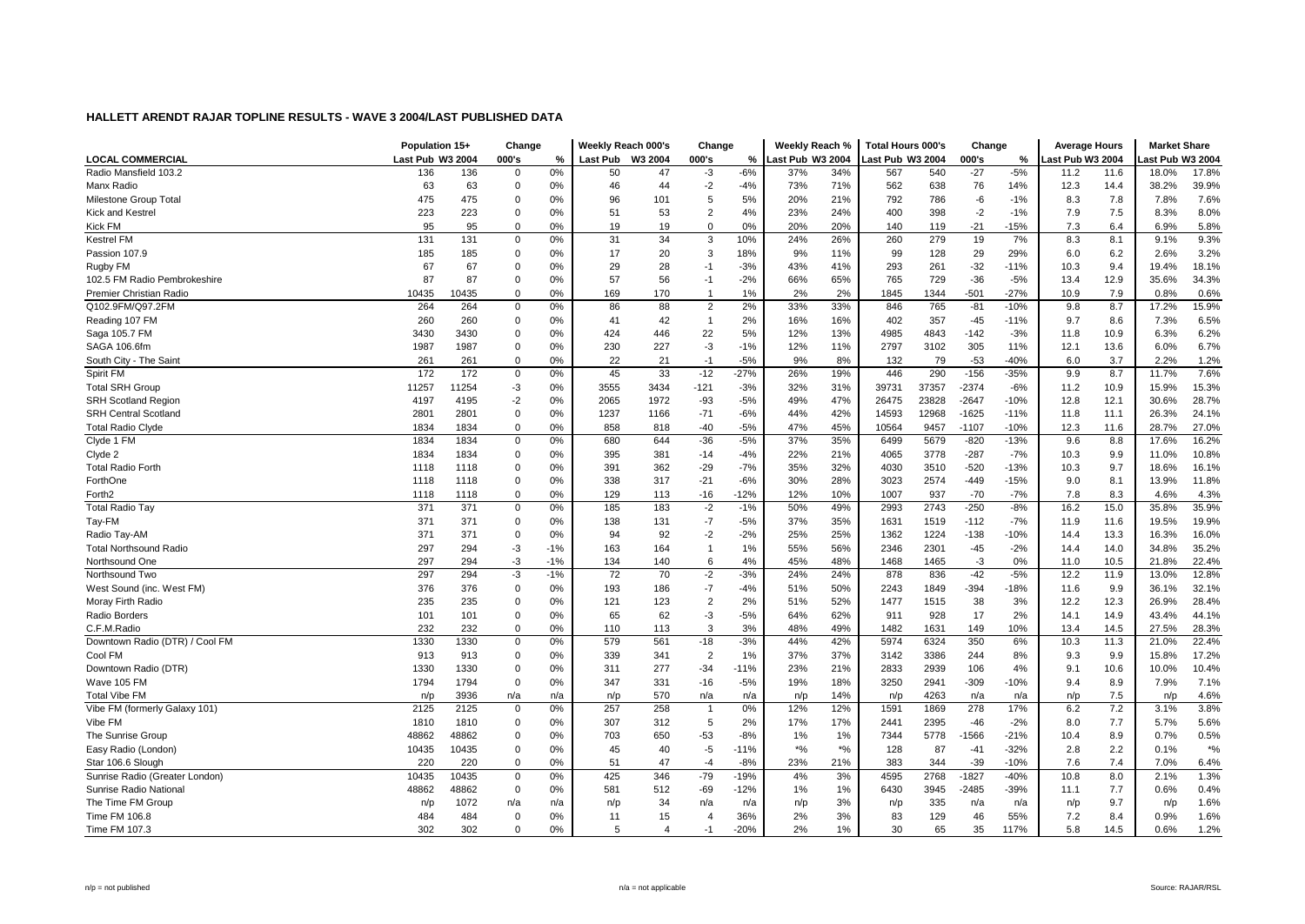## HALLETT ARENDT RAJAR TOPLINE RESULTS - WAVE 3 2004/LAST PUBLISHED DATA

| | Population 15+ | | Change | | Weekly Reach 000's | | Change | | Weekly Reach % | | Total Hours 000's | | Change | | Average Hours | | Market Share | |
|---|---|---|---|---|---|---|---|---|---|---|---|---|---|---|---|---|---|---|
| **LOCAL COMMERCIAL** | Last Pub | W3 2004 | 000's | % | Last Pub | W3 2004 | 000's | % | Last Pub | W3 2004 | Last Pub | W3 2004 | 000's | % | Last Pub | W3 2004 | Last Pub | W3 2004 |
| Radio Mansfield 103.2 | 136 | 136 | 0 | 0% | 50 | 47 | -3 | -6% | 37% | 34% | 567 | 540 | -27 | -5% | 11.2 | 11.6 | 18.0% | 17.8% |
| Manx Radio | 63 | 63 | 0 | 0% | 46 | 44 | -2 | -4% | 73% | 71% | 562 | 638 | 76 | 14% | 12.3 | 14.4 | 38.2% | 39.9% |
| Milestone Group Total | 475 | 475 | 0 | 0% | 96 | 101 | 5 | 5% | 20% | 21% | 792 | 786 | -6 | -1% | 8.3 | 7.8 | 7.8% | 7.6% |
| Kick and Kestrel | 223 | 223 | 0 | 0% | 51 | 53 | 2 | 4% | 23% | 24% | 400 | 398 | -2 | -1% | 7.9 | 7.5 | 8.3% | 8.0% |
| Kick FM | 95 | 95 | 0 | 0% | 19 | 19 | 0 | 0% | 20% | 20% | 140 | 119 | -21 | -15% | 7.3 | 6.4 | 6.9% | 5.8% |
| Kestrel FM | 131 | 131 | 0 | 0% | 31 | 34 | 3 | 10% | 24% | 26% | 260 | 279 | 19 | 7% | 8.3 | 8.1 | 9.1% | 9.3% |
| Passion 107.9 | 185 | 185 | 0 | 0% | 17 | 20 | 3 | 18% | 9% | 11% | 99 | 128 | 29 | 29% | 6.0 | 6.2 | 2.6% | 3.2% |
| Rugby FM | 67 | 67 | 0 | 0% | 29 | 28 | -1 | -3% | 43% | 41% | 293 | 261 | -32 | -11% | 10.3 | 9.4 | 19.4% | 18.1% |
| 102.5 FM Radio Pembrokeshire | 87 | 87 | 0 | 0% | 57 | 56 | -1 | -2% | 66% | 65% | 765 | 729 | -36 | -5% | 13.4 | 12.9 | 35.6% | 34.3% |
| Premier Christian Radio | 10435 | 10435 | 0 | 0% | 169 | 170 | 1 | 1% | 2% | 2% | 1845 | 1344 | -501 | -27% | 10.9 | 7.9 | 0.8% | 0.6% |
| Q102.9FM/Q97.2FM | 264 | 264 | 0 | 0% | 86 | 88 | 2 | 2% | 33% | 33% | 846 | 765 | -81 | -10% | 9.8 | 8.7 | 17.2% | 15.9% |
| Reading 107 FM | 260 | 260 | 0 | 0% | 41 | 42 | 1 | 2% | 16% | 16% | 402 | 357 | -45 | -11% | 9.7 | 8.6 | 7.3% | 6.5% |
| Saga 105.7 FM | 3430 | 3430 | 0 | 0% | 424 | 446 | 22 | 5% | 12% | 13% | 4985 | 4843 | -142 | -3% | 11.8 | 10.9 | 6.3% | 6.2% |
| SAGA 106.6fm | 1987 | 1987 | 0 | 0% | 230 | 227 | -3 | -1% | 12% | 11% | 2797 | 3102 | 305 | 11% | 12.1 | 13.6 | 6.0% | 6.7% |
| South City - The Saint | 261 | 261 | 0 | 0% | 22 | 21 | -1 | -5% | 9% | 8% | 132 | 79 | -53 | -40% | 6.0 | 3.7 | 2.2% | 1.2% |
| Spirit FM | 172 | 172 | 0 | 0% | 45 | 33 | -12 | -27% | 26% | 19% | 446 | 290 | -156 | -35% | 9.9 | 8.7 | 11.7% | 7.6% |
| Total SRH Group | 11257 | 11254 | -3 | 0% | 3555 | 3434 | -121 | -3% | 32% | 31% | 39731 | 37357 | -2374 | -6% | 11.2 | 10.9 | 15.9% | 15.3% |
| SRH Scotland Region | 4197 | 4195 | -2 | 0% | 2065 | 1972 | -93 | -5% | 49% | 47% | 26475 | 23828 | -2647 | -10% | 12.8 | 12.1 | 30.6% | 28.7% |
| SRH Central Scotland | 2801 | 2801 | 0 | 0% | 1237 | 1166 | -71 | -6% | 44% | 42% | 14593 | 12968 | -1625 | -11% | 11.8 | 11.1 | 26.3% | 24.1% |
| Total Radio Clyde | 1834 | 1834 | 0 | 0% | 858 | 818 | -40 | -5% | 47% | 45% | 10564 | 9457 | -1107 | -10% | 12.3 | 11.6 | 28.7% | 27.0% |
| Clyde 1 FM | 1834 | 1834 | 0 | 0% | 680 | 644 | -36 | -5% | 37% | 35% | 6499 | 5679 | -820 | -13% | 9.6 | 8.8 | 17.6% | 16.2% |
| Clyde 2 | 1834 | 1834 | 0 | 0% | 395 | 381 | -14 | -4% | 22% | 21% | 4065 | 3778 | -287 | -7% | 10.3 | 9.9 | 11.0% | 10.8% |
| Total Radio Forth | 1118 | 1118 | 0 | 0% | 391 | 362 | -29 | -7% | 35% | 32% | 4030 | 3510 | -520 | -13% | 10.3 | 9.7 | 18.6% | 16.1% |
| ForthOne | 1118 | 1118 | 0 | 0% | 338 | 317 | -21 | -6% | 30% | 28% | 3023 | 2574 | -449 | -15% | 9.0 | 8.1 | 13.9% | 11.8% |
| Forth2 | 1118 | 1118 | 0 | 0% | 129 | 113 | -16 | -12% | 12% | 10% | 1007 | 937 | -70 | -7% | 7.8 | 8.3 | 4.6% | 4.3% |
| Total Radio Tay | 371 | 371 | 0 | 0% | 185 | 183 | -2 | -1% | 50% | 49% | 2993 | 2743 | -250 | -8% | 16.2 | 15.0 | 35.8% | 35.9% |
| Tay-FM | 371 | 371 | 0 | 0% | 138 | 131 | -7 | -5% | 37% | 35% | 1631 | 1519 | -112 | -7% | 11.9 | 11.6 | 19.5% | 19.9% |
| Radio Tay-AM | 371 | 371 | 0 | 0% | 94 | 92 | -2 | -2% | 25% | 25% | 1362 | 1224 | -138 | -10% | 14.4 | 13.3 | 16.3% | 16.0% |
| Total Northsound Radio | 297 | 294 | -3 | -1% | 163 | 164 | 1 | 1% | 55% | 56% | 2346 | 2301 | -45 | -2% | 14.4 | 14.0 | 34.8% | 35.2% |
| Northsound One | 297 | 294 | -3 | -1% | 134 | 140 | 6 | 4% | 45% | 48% | 1468 | 1465 | -3 | 0% | 11.0 | 10.5 | 21.8% | 22.4% |
| Northsound Two | 297 | 294 | -3 | -1% | 72 | 70 | -2 | -3% | 24% | 24% | 878 | 836 | -42 | -5% | 12.2 | 11.9 | 13.0% | 12.8% |
| West Sound (inc. West FM) | 376 | 376 | 0 | 0% | 193 | 186 | -7 | -4% | 51% | 50% | 2243 | 1849 | -394 | -18% | 11.6 | 9.9 | 36.1% | 32.1% |
| Moray Firth Radio | 235 | 235 | 0 | 0% | 121 | 123 | 2 | 2% | 51% | 52% | 1477 | 1515 | 38 | 3% | 12.2 | 12.3 | 26.9% | 28.4% |
| Radio Borders | 101 | 101 | 0 | 0% | 65 | 62 | -3 | -5% | 64% | 62% | 911 | 928 | 17 | 2% | 14.1 | 14.9 | 43.4% | 44.1% |
| C.F.M.Radio | 232 | 232 | 0 | 0% | 110 | 113 | 3 | 3% | 48% | 49% | 1482 | 1631 | 149 | 10% | 13.4 | 14.5 | 27.5% | 28.3% |
| Downtown Radio (DTR) / Cool FM | 1330 | 1330 | 0 | 0% | 579 | 561 | -18 | -3% | 44% | 42% | 5974 | 6324 | 350 | 6% | 10.3 | 11.3 | 21.0% | 22.4% |
| Cool FM | 913 | 913 | 0 | 0% | 339 | 341 | 2 | 1% | 37% | 37% | 3142 | 3386 | 244 | 8% | 9.3 | 9.9 | 15.8% | 17.2% |
| Downtown Radio (DTR) | 1330 | 1330 | 0 | 0% | 311 | 277 | -34 | -11% | 23% | 21% | 2833 | 2939 | 106 | 4% | 9.1 | 10.6 | 10.0% | 10.4% |
| Wave 105 FM | 1794 | 1794 | 0 | 0% | 347 | 331 | -16 | -5% | 19% | 18% | 3250 | 2941 | -309 | -10% | 9.4 | 8.9 | 7.9% | 7.1% |
| Total Vibe FM | n/p | 3936 | n/a | n/a | n/p | 570 | n/a | n/a | n/p | 14% | n/p | 4263 | n/a | n/a | n/p | 7.5 | n/p | 4.6% |
| Vibe FM (formerly Galaxy 101) | 2125 | 2125 | 0 | 0% | 257 | 258 | 1 | 0% | 12% | 12% | 1591 | 1869 | 278 | 17% | 6.2 | 7.2 | 3.1% | 3.8% |
| Vibe FM | 1810 | 1810 | 0 | 0% | 307 | 312 | 5 | 2% | 17% | 17% | 2441 | 2395 | -46 | -2% | 8.0 | 7.7 | 5.7% | 5.6% |
| The Sunrise Group | 48862 | 48862 | 0 | 0% | 703 | 650 | -53 | -8% | 1% | 1% | 7344 | 5778 | -1566 | -21% | 10.4 | 8.9 | 0.7% | 0.5% |
| Easy Radio (London) | 10435 | 10435 | 0 | 0% | 45 | 40 | -5 | -11% | *% | *% | 128 | 87 | -41 | -32% | 2.8 | 2.2 | 0.1% | *% |
| Star 106.6 Slough | 220 | 220 | 0 | 0% | 51 | 47 | -4 | -8% | 23% | 21% | 383 | 344 | -39 | -10% | 7.6 | 7.4 | 7.0% | 6.4% |
| Sunrise Radio (Greater London) | 10435 | 10435 | 0 | 0% | 425 | 346 | -79 | -19% | 4% | 3% | 4595 | 2768 | -1827 | -40% | 10.8 | 8.0 | 2.1% | 1.3% |
| Sunrise Radio National | 48862 | 48862 | 0 | 0% | 581 | 512 | -69 | -12% | 1% | 1% | 6430 | 3945 | -2485 | -39% | 11.1 | 7.7 | 0.6% | 0.4% |
| The Time FM Group | n/p | 1072 | n/a | n/a | n/p | 34 | n/a | n/a | n/p | 3% | n/p | 335 | n/a | n/a | n/p | 9.7 | n/p | 1.6% |
| Time FM 106.8 | 484 | 484 | 0 | 0% | 11 | 15 | 4 | 36% | 2% | 3% | 83 | 129 | 46 | 55% | 7.2 | 8.4 | 0.9% | 1.6% |
| Time FM 107.3 | 302 | 302 | 0 | 0% | 5 | 4 | -1 | -20% | 2% | 1% | 30 | 65 | 35 | 117% | 5.8 | 14.5 | 0.6% | 1.2% |

n/p = not published    n/a = not applicable    Source: RAJAR/RSL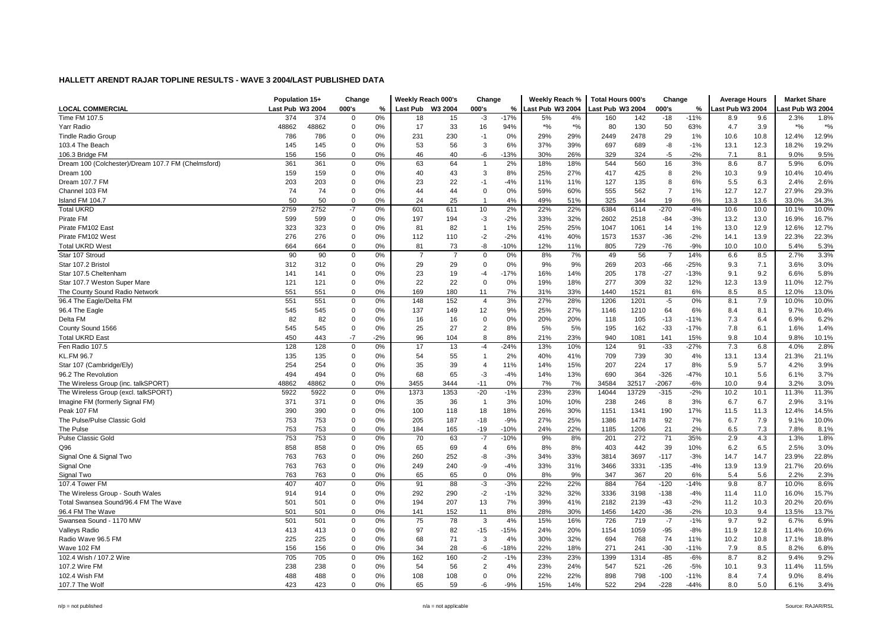## HALLETT ARENDT RAJAR TOPLINE RESULTS - WAVE 3 2004/LAST PUBLISHED DATA

| LOCAL COMMERCIAL | Population 15+ Last Pub | W3 2004 | Change 000's | % | Weekly Reach 000's Last Pub | W3 2004 | Change 000's | % | Weekly Reach % Last Pub | W3 2004 | Total Hours 000's Last Pub | W3 2004 | Change 000's | % | Average Hours Last Pub | W3 2004 | Market Share Last Pub | W3 2004 |
|---|---|---|---|---|---|---|---|---|---|---|---|---|---|---|---|---|---|---|
| Time FM 107.5 | 374 | 374 | 0 | 0% | 18 | 15 | -3 | -17% | 5% | 4% | 160 | 142 | -18 | -11% | 8.9 | 9.6 | 2.3% | 1.8% |
| Yarr Radio | 48862 | 48862 | 0 | 0% | 17 | 33 | 16 | 94% | *% | *% | 80 | 130 | 50 | 63% | 4.7 | 3.9 | *% | *% |
| Tindle Radio Group | 786 | 786 | 0 | 0% | 231 | 230 | -1 | 0% | 29% | 29% | 2449 | 2478 | 29 | 1% | 10.6 | 10.8 | 12.4% | 12.9% |
| 103.4 The Beach | 145 | 145 | 0 | 0% | 53 | 56 | 3 | 6% | 37% | 39% | 697 | 689 | -8 | -1% | 13.1 | 12.3 | 18.2% | 19.2% |
| 106.3 Bridge FM | 156 | 156 | 0 | 0% | 46 | 40 | -6 | -13% | 30% | 26% | 329 | 324 | -5 | -2% | 7.1 | 8.1 | 9.0% | 9.5% |
| Dream 100 (Colchester)/Dream 107.7 FM (Chelmsford) | 361 | 361 | 0 | 0% | 63 | 64 | 1 | 2% | 18% | 18% | 544 | 560 | 16 | 3% | 8.6 | 8.7 | 5.9% | 6.0% |
| Dream 100 | 159 | 159 | 0 | 0% | 40 | 43 | 3 | 8% | 25% | 27% | 417 | 425 | 8 | 2% | 10.3 | 9.9 | 10.4% | 10.4% |
| Dream 107.7 FM | 203 | 203 | 0 | 0% | 23 | 22 | -1 | -4% | 11% | 11% | 127 | 135 | 8 | 6% | 5.5 | 6.3 | 2.4% | 2.6% |
| Channel 103 FM | 74 | 74 | 0 | 0% | 44 | 44 | 0 | 0% | 59% | 60% | 555 | 562 | 7 | 1% | 12.7 | 12.7 | 27.9% | 29.3% |
| Island FM 104.7 | 50 | 50 | 0 | 0% | 24 | 25 | 1 | 4% | 49% | 51% | 325 | 344 | 19 | 6% | 13.3 | 13.6 | 33.0% | 34.3% |
| Total UKRD | 2759 | 2752 | -7 | 0% | 601 | 611 | 10 | 2% | 22% | 22% | 6384 | 6114 | -270 | -4% | 10.6 | 10.0 | 10.1% | 10.0% |
| Pirate FM | 599 | 599 | 0 | 0% | 197 | 194 | -3 | -2% | 33% | 32% | 2602 | 2518 | -84 | -3% | 13.2 | 13.0 | 16.9% | 16.7% |
| Pirate FM102 East | 323 | 323 | 0 | 0% | 81 | 82 | 1 | 1% | 25% | 25% | 1047 | 1061 | 14 | 1% | 13.0 | 12.9 | 12.6% | 12.7% |
| Pirate FM102 West | 276 | 276 | 0 | 0% | 112 | 110 | -2 | -2% | 41% | 40% | 1573 | 1537 | -36 | -2% | 14.1 | 13.9 | 22.3% | 22.3% |
| Total UKRD West | 664 | 664 | 0 | 0% | 81 | 73 | -8 | -10% | 12% | 11% | 805 | 729 | -76 | -9% | 10.0 | 10.0 | 5.4% | 5.3% |
| Star 107 Stroud | 90 | 90 | 0 | 0% | 7 | 7 | 0 | 0% | 8% | 7% | 49 | 56 | 7 | 14% | 6.6 | 8.5 | 2.7% | 3.3% |
| Star 107.2 Bristol | 312 | 312 | 0 | 0% | 29 | 29 | 0 | 0% | 9% | 9% | 269 | 203 | -66 | -25% | 9.3 | 7.1 | 3.6% | 3.0% |
| Star 107.5 Cheltenham | 141 | 141 | 0 | 0% | 23 | 19 | -4 | -17% | 16% | 14% | 205 | 178 | -27 | -13% | 9.1 | 9.2 | 6.6% | 5.8% |
| Star 107.7 Weston Super Mare | 121 | 121 | 0 | 0% | 22 | 22 | 0 | 0% | 19% | 18% | 277 | 309 | 32 | 12% | 12.3 | 13.9 | 11.0% | 12.7% |
| The County Sound Radio Network | 551 | 551 | 0 | 0% | 169 | 180 | 11 | 7% | 31% | 33% | 1440 | 1521 | 81 | 6% | 8.5 | 8.5 | 12.0% | 13.0% |
| 96.4 The Eagle/Delta FM | 551 | 551 | 0 | 0% | 148 | 152 | 4 | 3% | 27% | 28% | 1206 | 1201 | -5 | 0% | 8.1 | 7.9 | 10.0% | 10.0% |
| 96.4 The Eagle | 545 | 545 | 0 | 0% | 137 | 149 | 12 | 9% | 25% | 27% | 1146 | 1210 | 64 | 6% | 8.4 | 8.1 | 9.7% | 10.4% |
| Delta FM | 82 | 82 | 0 | 0% | 16 | 16 | 0 | 0% | 20% | 20% | 118 | 105 | -13 | -11% | 7.3 | 6.4 | 6.9% | 6.2% |
| County Sound 1566 | 545 | 545 | 0 | 0% | 25 | 27 | 2 | 8% | 5% | 5% | 195 | 162 | -33 | -17% | 7.8 | 6.1 | 1.6% | 1.4% |
| Total UKRD East | 450 | 443 | -7 | -2% | 96 | 104 | 8 | 8% | 21% | 23% | 940 | 1081 | 141 | 15% | 9.8 | 10.4 | 9.8% | 10.1% |
| Fen Radio 107.5 | 128 | 128 | 0 | 0% | 17 | 13 | -4 | -24% | 13% | 10% | 124 | 91 | -33 | -27% | 7.3 | 6.8 | 4.0% | 2.8% |
| KL.FM 96.7 | 135 | 135 | 0 | 0% | 54 | 55 | 1 | 2% | 40% | 41% | 709 | 739 | 30 | 4% | 13.1 | 13.4 | 21.3% | 21.1% |
| Star 107 (Cambridge/Ely) | 254 | 254 | 0 | 0% | 35 | 39 | 4 | 11% | 14% | 15% | 207 | 224 | 17 | 8% | 5.9 | 5.7 | 4.2% | 3.9% |
| 96.2 The Revolution | 494 | 494 | 0 | 0% | 68 | 65 | -3 | -4% | 14% | 13% | 690 | 364 | -326 | -47% | 10.1 | 5.6 | 6.1% | 3.7% |
| The Wireless Group (inc. talkSPORT) | 48862 | 48862 | 0 | 0% | 3455 | 3444 | -11 | 0% | 7% | 7% | 34584 | 32517 | -2067 | -6% | 10.0 | 9.4 | 3.2% | 3.0% |
| The Wireless Group (excl. talkSPORT) | 5922 | 5922 | 0 | 0% | 1373 | 1353 | -20 | -1% | 23% | 23% | 14044 | 13729 | -315 | -2% | 10.2 | 10.1 | 11.3% | 11.3% |
| Imagine FM (formerly Signal FM) | 371 | 371 | 0 | 0% | 35 | 36 | 1 | 3% | 10% | 10% | 238 | 246 | 8 | 3% | 6.7 | 6.7 | 2.9% | 3.1% |
| Peak 107 FM | 390 | 390 | 0 | 0% | 100 | 118 | 18 | 18% | 26% | 30% | 1151 | 1341 | 190 | 17% | 11.5 | 11.3 | 12.4% | 14.5% |
| The Pulse/Pulse Classic Gold | 753 | 753 | 0 | 0% | 205 | 187 | -18 | -9% | 27% | 25% | 1386 | 1478 | 92 | 7% | 6.7 | 7.9 | 9.1% | 10.0% |
| The Pulse | 753 | 753 | 0 | 0% | 184 | 165 | -19 | -10% | 24% | 22% | 1185 | 1206 | 21 | 2% | 6.5 | 7.3 | 7.8% | 8.1% |
| Pulse Classic Gold | 753 | 753 | 0 | 0% | 70 | 63 | -7 | -10% | 9% | 8% | 201 | 272 | 71 | 35% | 2.9 | 4.3 | 1.3% | 1.8% |
| Q96 | 858 | 858 | 0 | 0% | 65 | 69 | 4 | 6% | 8% | 8% | 403 | 442 | 39 | 10% | 6.2 | 6.5 | 2.5% | 3.0% |
| Signal One & Signal Two | 763 | 763 | 0 | 0% | 260 | 252 | -8 | -3% | 34% | 33% | 3814 | 3697 | -117 | -3% | 14.7 | 14.7 | 23.9% | 22.8% |
| Signal One | 763 | 763 | 0 | 0% | 249 | 240 | -9 | -4% | 33% | 31% | 3466 | 3331 | -135 | -4% | 13.9 | 13.9 | 21.7% | 20.6% |
| Signal Two | 763 | 763 | 0 | 0% | 65 | 65 | 0 | 0% | 8% | 9% | 347 | 367 | 20 | 6% | 5.4 | 5.6 | 2.2% | 2.3% |
| 107.4 Tower FM | 407 | 407 | 0 | 0% | 91 | 88 | -3 | -3% | 22% | 22% | 884 | 764 | -120 | -14% | 9.8 | 8.7 | 10.0% | 8.6% |
| The Wireless Group - South Wales | 914 | 914 | 0 | 0% | 292 | 290 | -2 | -1% | 32% | 32% | 3336 | 3198 | -138 | -4% | 11.4 | 11.0 | 16.0% | 15.7% |
| Total Swansea Sound/96.4 FM The Wave | 501 | 501 | 0 | 0% | 194 | 207 | 13 | 7% | 39% | 41% | 2182 | 2139 | -43 | -2% | 11.2 | 10.3 | 20.2% | 20.6% |
| 96.4 FM The Wave | 501 | 501 | 0 | 0% | 141 | 152 | 11 | 8% | 28% | 30% | 1456 | 1420 | -36 | -2% | 10.3 | 9.4 | 13.5% | 13.7% |
| Swansea Sound - 1170 MW | 501 | 501 | 0 | 0% | 75 | 78 | 3 | 4% | 15% | 16% | 726 | 719 | -7 | -1% | 9.7 | 9.2 | 6.7% | 6.9% |
| Valleys Radio | 413 | 413 | 0 | 0% | 97 | 82 | -15 | -15% | 24% | 20% | 1154 | 1059 | -95 | -8% | 11.9 | 12.8 | 11.4% | 10.6% |
| Radio Wave 96.5 FM | 225 | 225 | 0 | 0% | 68 | 71 | 3 | 4% | 30% | 32% | 694 | 768 | 74 | 11% | 10.2 | 10.8 | 17.1% | 18.8% |
| Wave 102 FM | 156 | 156 | 0 | 0% | 34 | 28 | -6 | -18% | 22% | 18% | 271 | 241 | -30 | -11% | 7.9 | 8.5 | 8.2% | 6.8% |
| 102.4 Wish / 107.2 Wire | 705 | 705 | 0 | 0% | 162 | 160 | -2 | -1% | 23% | 23% | 1399 | 1314 | -85 | -6% | 8.7 | 8.2 | 9.4% | 9.2% |
| 107.2 Wire FM | 238 | 238 | 0 | 0% | 54 | 56 | 2 | 4% | 23% | 24% | 547 | 521 | -26 | -5% | 10.1 | 9.3 | 11.4% | 11.5% |
| 102.4 Wish FM | 488 | 488 | 0 | 0% | 108 | 108 | 0 | 0% | 22% | 22% | 898 | 798 | -100 | -11% | 8.4 | 7.4 | 9.0% | 8.4% |
| 107.7 The Wolf | 423 | 423 | 0 | 0% | 65 | 59 | -6 | -9% | 15% | 14% | 522 | 294 | -228 | -44% | 8.0 | 5.0 | 6.1% | 3.4% |

n/p = not published    n/a = not applicable    Source: RAJAR/RSL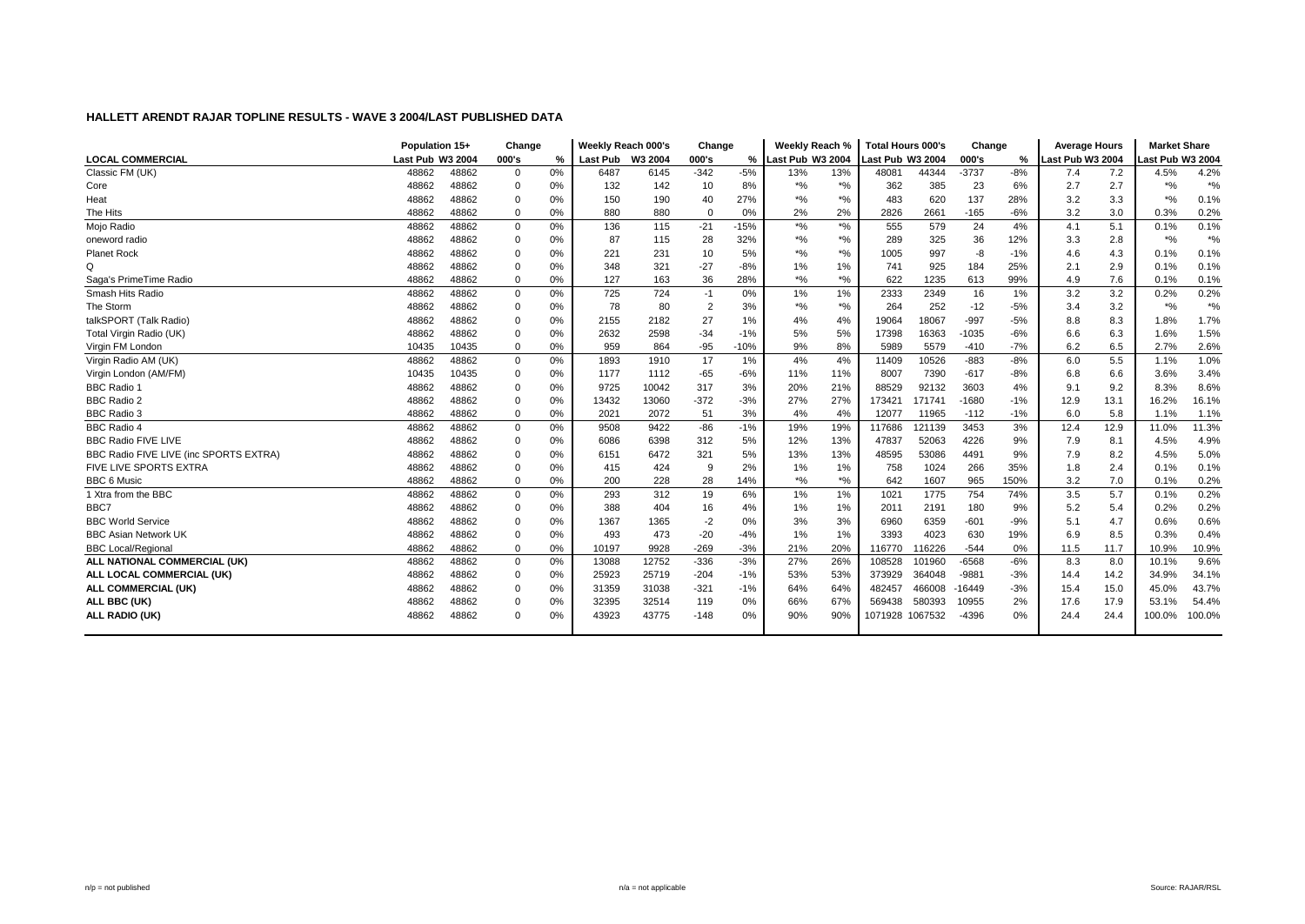## HALLETT ARENDT RAJAR TOPLINE RESULTS - WAVE 3 2004/LAST PUBLISHED DATA

| LOCAL COMMERCIAL | Population 15+ Last Pub | W3 2004 | Change 000's | % | Weekly Reach 000's Last Pub | W3 2004 | Change 000's | % | Weekly Reach % Last Pub | W3 2004 | Total Hours 000's Last Pub | W3 2004 | Change 000's | % | Average Hours Last Pub | W3 2004 | Market Share Last Pub | W3 2004 |
|---|---|---|---|---|---|---|---|---|---|---|---|---|---|---|---|---|---|---|
| Classic FM (UK) | 48862 | 48862 | 0 | 0% | 6487 | 6145 | -342 | -5% | 13% | 13% | 48081 | 44344 | -3737 | -8% | 7.4 | 7.2 | 4.5% | 4.2% |
| Core | 48862 | 48862 | 0 | 0% | 132 | 142 | 10 | 8% | *% | *% | 362 | 385 | 23 | 6% | 2.7 | 2.7 | *% | *% |
| Heat | 48862 | 48862 | 0 | 0% | 150 | 190 | 40 | 27% | *% | *% | 483 | 620 | 137 | 28% | 3.2 | 3.3 | *% | 0.1% |
| The Hits | 48862 | 48862 | 0 | 0% | 880 | 880 | 0 | 0% | 2% | 2% | 2826 | 2661 | -165 | -6% | 3.2 | 3.0 | 0.3% | 0.2% |
| Mojo Radio | 48862 | 48862 | 0 | 0% | 136 | 115 | -21 | -15% | *% | *% | 555 | 579 | 24 | 4% | 4.1 | 5.1 | 0.1% | 0.1% |
| oneword radio | 48862 | 48862 | 0 | 0% | 87 | 115 | 28 | 32% | *% | *% | 289 | 325 | 36 | 12% | 3.3 | 2.8 | *% | *% |
| Planet Rock | 48862 | 48862 | 0 | 0% | 221 | 231 | 10 | 5% | *% | *% | 1005 | 997 | -8 | -1% | 4.6 | 4.3 | 0.1% | 0.1% |
| Q | 48862 | 48862 | 0 | 0% | 348 | 321 | -27 | -8% | 1% | 1% | 741 | 925 | 184 | 25% | 2.1 | 2.9 | 0.1% | 0.1% |
| Saga's PrimeTime Radio | 48862 | 48862 | 0 | 0% | 127 | 163 | 36 | 28% | *% | *% | 622 | 1235 | 613 | 99% | 4.9 | 7.6 | 0.1% | 0.1% |
| Smash Hits Radio | 48862 | 48862 | 0 | 0% | 725 | 724 | -1 | 0% | 1% | 1% | 2333 | 2349 | 16 | 1% | 3.2 | 3.2 | 0.2% | 0.2% |
| The Storm | 48862 | 48862 | 0 | 0% | 78 | 80 | 2 | 3% | *% | *% | 264 | 252 | -12 | -5% | 3.4 | 3.2 | *% | *% |
| talkSPORT (Talk Radio) | 48862 | 48862 | 0 | 0% | 2155 | 2182 | 27 | 1% | 4% | 4% | 19064 | 18067 | -997 | -5% | 8.8 | 8.3 | 1.8% | 1.7% |
| Total Virgin Radio (UK) | 48862 | 48862 | 0 | 0% | 2632 | 2598 | -34 | -1% | 5% | 5% | 17398 | 16363 | -1035 | -6% | 6.6 | 6.3 | 1.6% | 1.5% |
| Virgin FM London | 10435 | 10435 | 0 | 0% | 959 | 864 | -95 | -10% | 9% | 8% | 5989 | 5579 | -410 | -7% | 6.2 | 6.5 | 2.7% | 2.6% |
| Virgin Radio AM (UK) | 48862 | 48862 | 0 | 0% | 1893 | 1910 | 17 | 1% | 4% | 4% | 11409 | 10526 | -883 | -8% | 6.0 | 5.5 | 1.1% | 1.0% |
| Virgin London (AM/FM) | 10435 | 10435 | 0 | 0% | 1177 | 1112 | -65 | -6% | 11% | 11% | 8007 | 7390 | -617 | -8% | 6.8 | 6.6 | 3.6% | 3.4% |
| BBC Radio 1 | 48862 | 48862 | 0 | 0% | 9725 | 10042 | 317 | 3% | 20% | 21% | 88529 | 92132 | 3603 | 4% | 9.1 | 9.2 | 8.3% | 8.6% |
| BBC Radio 2 | 48862 | 48862 | 0 | 0% | 13432 | 13060 | -372 | -3% | 27% | 27% | 173421 | 171741 | -1680 | -1% | 12.9 | 13.1 | 16.2% | 16.1% |
| BBC Radio 3 | 48862 | 48862 | 0 | 0% | 2021 | 2072 | 51 | 3% | 4% | 4% | 12077 | 11965 | -112 | -1% | 6.0 | 5.8 | 1.1% | 1.1% |
| BBC Radio 4 | 48862 | 48862 | 0 | 0% | 9508 | 9422 | -86 | -1% | 19% | 19% | 117686 | 121139 | 3453 | 3% | 12.4 | 12.9 | 11.0% | 11.3% |
| BBC Radio FIVE LIVE | 48862 | 48862 | 0 | 0% | 6086 | 6398 | 312 | 5% | 12% | 13% | 47837 | 52063 | 4226 | 9% | 7.9 | 8.1 | 4.5% | 4.9% |
| BBC Radio FIVE LIVE (inc SPORTS EXTRA) | 48862 | 48862 | 0 | 0% | 6151 | 6472 | 321 | 5% | 13% | 13% | 48595 | 53086 | 4491 | 9% | 7.9 | 8.2 | 4.5% | 5.0% |
| FIVE LIVE SPORTS EXTRA | 48862 | 48862 | 0 | 0% | 415 | 424 | 9 | 2% | 1% | 1% | 758 | 1024 | 266 | 35% | 1.8 | 2.4 | 0.1% | 0.1% |
| BBC 6 Music | 48862 | 48862 | 0 | 0% | 200 | 228 | 28 | 14% | *% | *% | 642 | 1607 | 965 | 150% | 3.2 | 7.0 | 0.1% | 0.2% |
| 1 Xtra from the BBC | 48862 | 48862 | 0 | 0% | 293 | 312 | 19 | 6% | 1% | 1% | 1021 | 1775 | 754 | 74% | 3.5 | 5.7 | 0.1% | 0.2% |
| BBC7 | 48862 | 48862 | 0 | 0% | 388 | 404 | 16 | 4% | 1% | 1% | 2011 | 2191 | 180 | 9% | 5.2 | 5.4 | 0.2% | 0.2% |
| BBC World Service | 48862 | 48862 | 0 | 0% | 1367 | 1365 | -2 | 0% | 3% | 3% | 6960 | 6359 | -601 | -9% | 5.1 | 4.7 | 0.6% | 0.6% |
| BBC Asian Network UK | 48862 | 48862 | 0 | 0% | 493 | 473 | -20 | -4% | 1% | 1% | 3393 | 4023 | 630 | 19% | 6.9 | 8.5 | 0.3% | 0.4% |
| BBC Local/Regional | 48862 | 48862 | 0 | 0% | 10197 | 9928 | -269 | -3% | 21% | 20% | 116770 | 116226 | -544 | 0% | 11.5 | 11.7 | 10.9% | 10.9% |
| **ALL NATIONAL COMMERCIAL (UK)** | 48862 | 48862 | 0 | 0% | 13088 | 12752 | -336 | -3% | 27% | 26% | 108528 | 101960 | -6568 | -6% | 8.3 | 8.0 | 10.1% | 9.6% |
| **ALL LOCAL COMMERCIAL (UK)** | 48862 | 48862 | 0 | 0% | 25923 | 25719 | -204 | -1% | 53% | 53% | 373929 | 364048 | -9881 | -3% | 14.4 | 14.2 | 34.9% | 34.1% |
| **ALL COMMERCIAL (UK)** | 48862 | 48862 | 0 | 0% | 31359 | 31038 | -321 | -1% | 64% | 64% | 482457 | 466008 | -16449 | -3% | 15.4 | 15.0 | 45.0% | 43.7% |
| **ALL BBC (UK)** | 48862 | 48862 | 0 | 0% | 32395 | 32514 | 119 | 0% | 66% | 67% | 569438 | 580393 | 10955 | 2% | 17.6 | 17.9 | 53.1% | 54.4% |
| **ALL RADIO (UK)** | 48862 | 48862 | 0 | 0% | 43923 | 43775 | -148 | 0% | 90% | 90% | 1071928 | 1067532 | -4396 | 0% | 24.4 | 24.4 | 100.0% | 100.0% |

n/p = not published

n/a = not applicable

Source: RAJAR/RSL